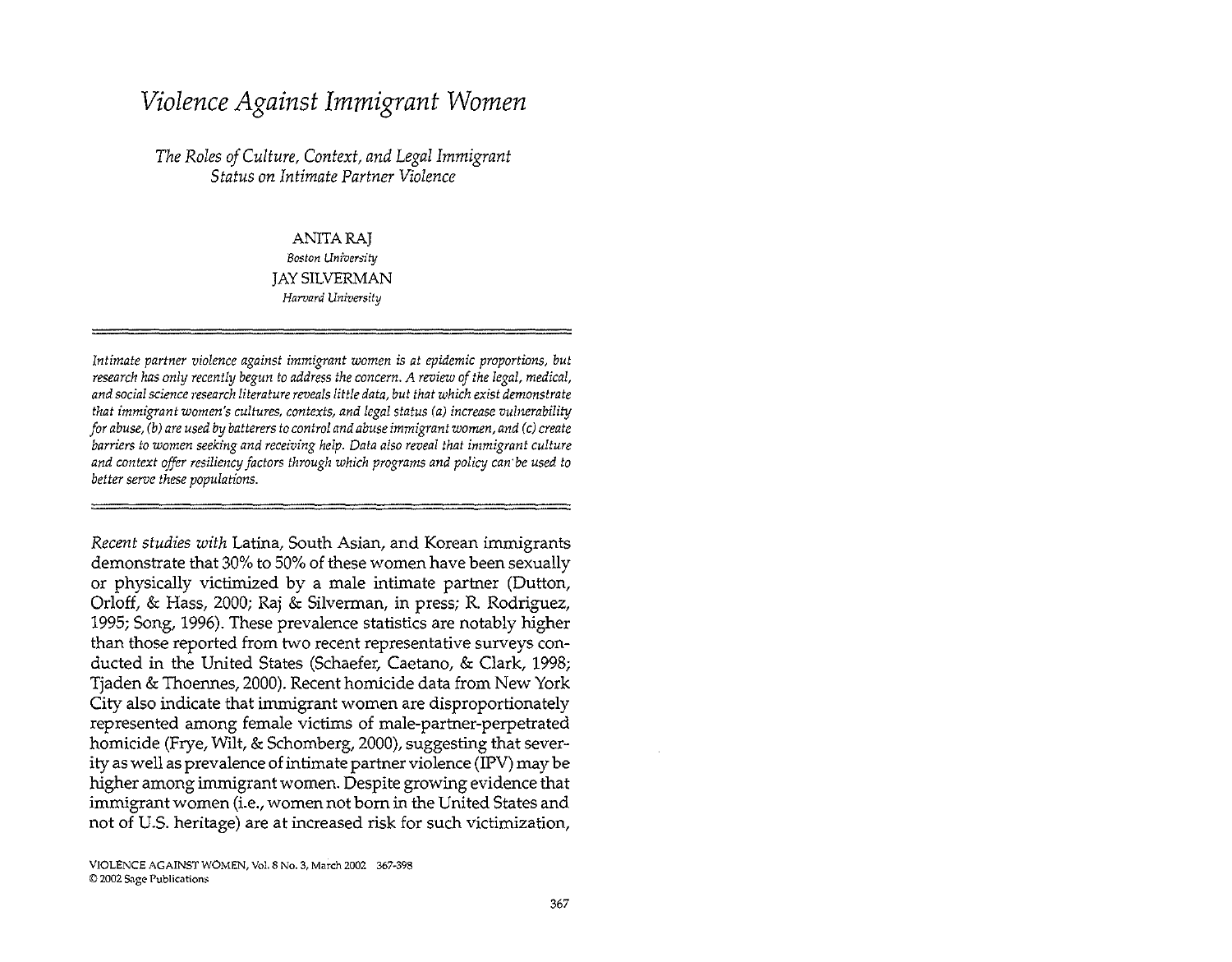# *Violence Against Immigrant Women*

## *The Roles of Culture, Context, and Legal Immigrant Status on Intimate Partner Violence*

ANITA RAJ
*Boston University*
JAY SILVERMAN
*Harvard University*

---

*Intimate partner violence against immigrant women is at epidemic proportions, but research has only recently begun to address the concern. A review of the legal, medical, and social science research literature reveals little data, but that which exist demonstrate that immigrant women's cultures, contexts, and legal status (a) increase vulnerability for abuse, (b) are used by batterers to control and abuse immigrant women, and (c) create barriers to women seeking and receiving help. Data also reveal that immigrant culture and context offer resiliency factors through which programs and policy can be used to better serve these populations.*

---

*Recent studies with* Latina, South Asian, and Korean immigrants demonstrate that 30% to 50% of these women have been sexually or physically victimized by a male intimate partner (Dutton, Orloff, & Hass, 2000; Raj & Silverman, in press; R. Rodriguez, 1995; Song, 1996). These prevalence statistics are notably higher than those reported from two recent representative surveys conducted in the United States (Schaefer, Caetano, & Clark, 1998; Tjaden & Thoennes, 2000). Recent homicide data from New York City also indicate that immigrant women are disproportionately represented among female victims of male-partner-perpetrated homicide (Frye, Wilt, & Schomberg, 2000), suggesting that severity as well as prevalence of intimate partner violence (IPV) may be higher among immigrant women. Despite growing evidence that immigrant women (i.e., women not born in the United States and not of U.S. heritage) are at increased risk for such victimization,

VIOLENCE AGAINST WOMEN, Vol. 8 No. 3, March 2002 367-398
© 2002 Sage Publications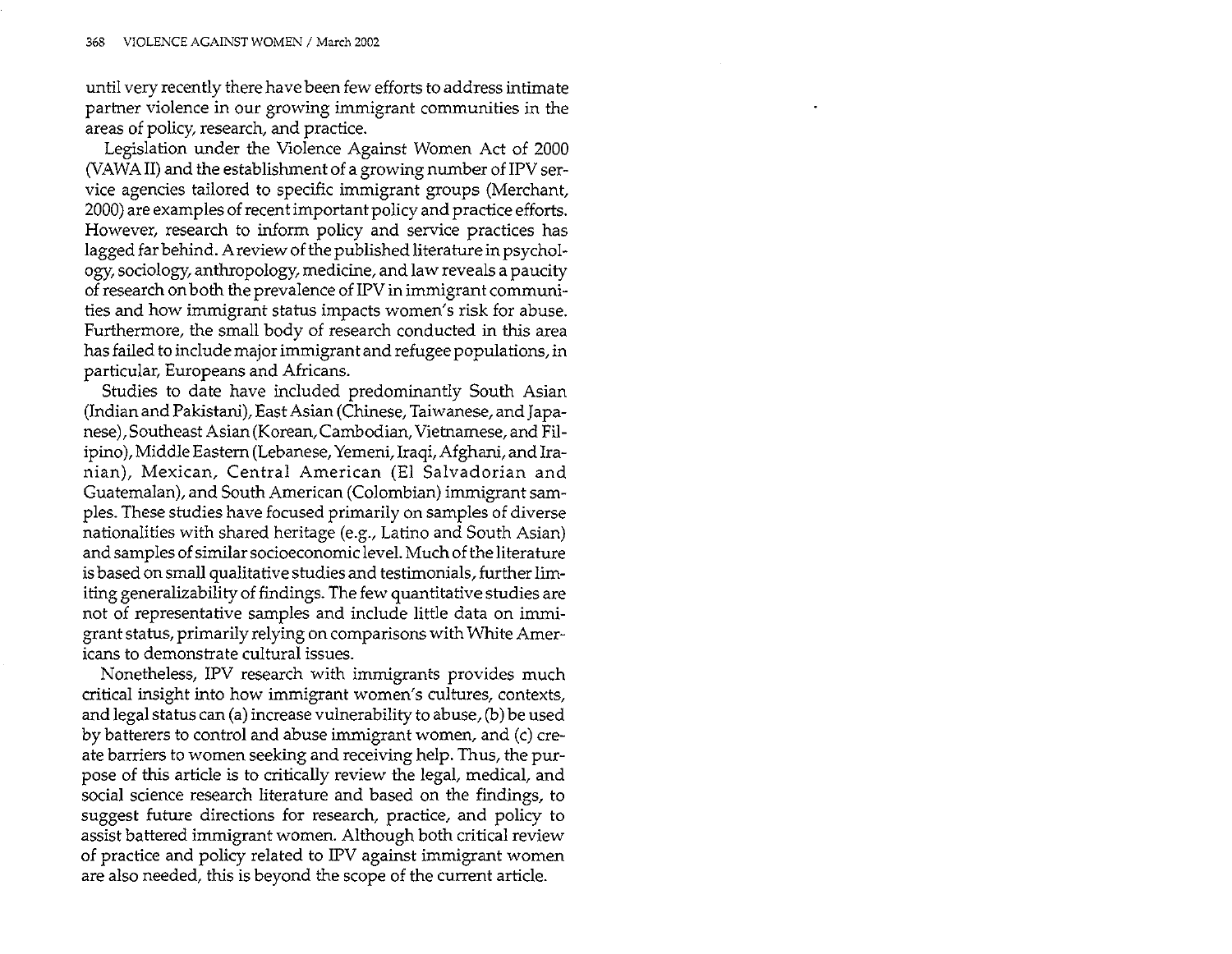until very recently there have been few efforts to address intimate partner violence in our growing immigrant communities in the areas of policy, research, and practice.

Legislation under the Violence Against Women Act of 2000 (VAWA II) and the establishment of a growing number of IPV service agencies tailored to specific immigrant groups (Merchant, 2000) are examples of recent important policy and practice efforts. However, research to inform policy and service practices has lagged far behind. A review of the published literature in psychology, sociology, anthropology, medicine, and law reveals a paucity of research on both the prevalence of IPV in immigrant communities and how immigrant status impacts women's risk for abuse. Furthermore, the small body of research conducted in this area has failed to include major immigrant and refugee populations, in particular, Europeans and Africans.

Studies to date have included predominantly South Asian (Indian and Pakistani), East Asian (Chinese, Taiwanese, and Japanese), Southeast Asian (Korean, Cambodian, Vietnamese, and Filipino), Middle Eastern (Lebanese, Yemeni, Iraqi, Afghani, and Iranian), Mexican, Central American (El Salvadorian and Guatemalan), and South American (Colombian) immigrant samples. These studies have focused primarily on samples of diverse nationalities with shared heritage (e.g., Latino and South Asian) and samples of similar socioeconomic level. Much of the literature is based on small qualitative studies and testimonials, further limiting generalizability of findings. The few quantitative studies are not of representative samples and include little data on immigrant status, primarily relying on comparisons with White Americans to demonstrate cultural issues.

Nonetheless, IPV research with immigrants provides much critical insight into how immigrant women's cultures, contexts, and legal status can (a) increase vulnerability to abuse, (b) be used by batterers to control and abuse immigrant women, and (c) create barriers to women seeking and receiving help. Thus, the purpose of this article is to critically review the legal, medical, and social science research literature and based on the findings, to suggest future directions for research, practice, and policy to assist battered immigrant women. Although both critical review of practice and policy related to IPV against immigrant women are also needed, this is beyond the scope of the current article.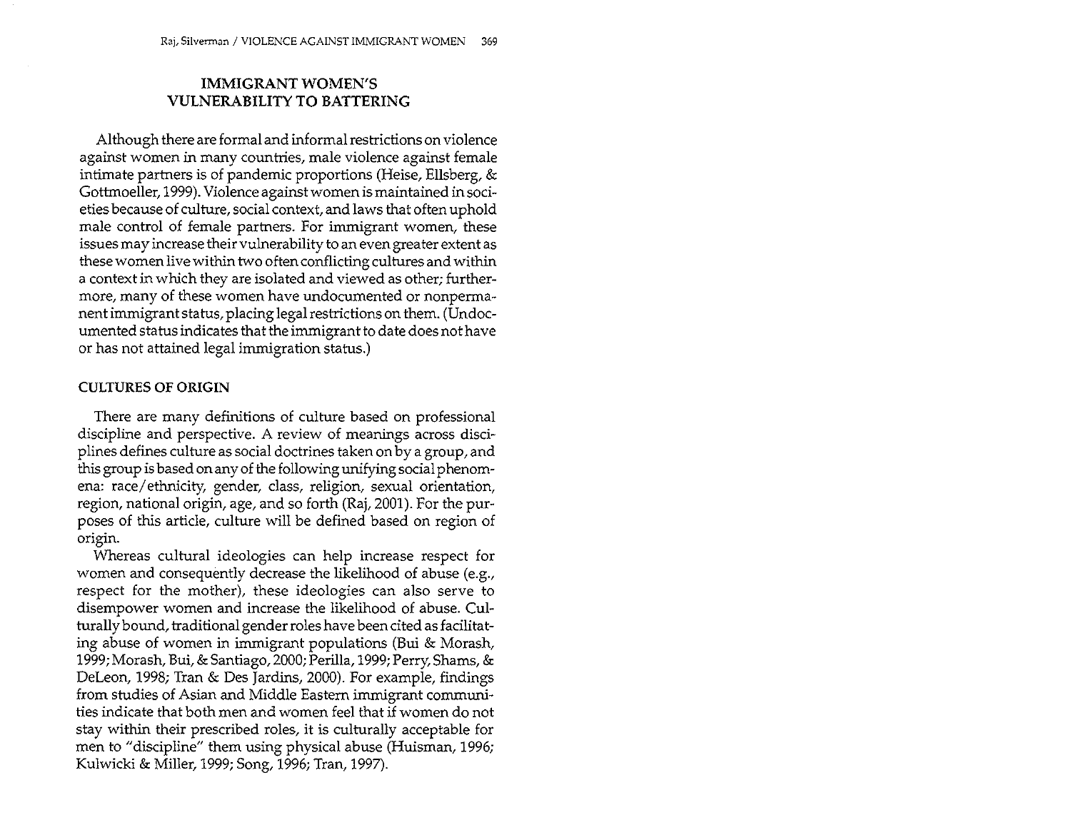## IMMIGRANT WOMEN'S VULNERABILITY TO BATTERING

Although there are formal and informal restrictions on violence against women in many countries, male violence against female intimate partners is of pandemic proportions (Heise, Ellsberg, & Gottmoeller, 1999). Violence against women is maintained in societies because of culture, social context, and laws that often uphold male control of female partners. For immigrant women, these issues may increase their vulnerability to an even greater extent as these women live within two often conflicting cultures and within a context in which they are isolated and viewed as other; furthermore, many of these women have undocumented or nonpermanent immigrant status, placing legal restrictions on them. (Undocumented status indicates that the immigrant to date does not have or has not attained legal immigration status.)

### CULTURES OF ORIGIN

There are many definitions of culture based on professional discipline and perspective. A review of meanings across disciplines defines culture as social doctrines taken on by a group, and this group is based on any of the following unifying social phenomena: race/ethnicity, gender, class, religion, sexual orientation, region, national origin, age, and so forth (Raj, 2001). For the purposes of this article, culture will be defined based on region of origin.

Whereas cultural ideologies can help increase respect for women and consequently decrease the likelihood of abuse (e.g., respect for the mother), these ideologies can also serve to disempower women and increase the likelihood of abuse. Culturally bound, traditional gender roles have been cited as facilitating abuse of women in immigrant populations (Bui & Morash, 1999; Morash, Bui, & Santiago, 2000; Perilla, 1999; Perry, Shams, & DeLeon, 1998; Tran & Des Jardins, 2000). For example, findings from studies of Asian and Middle Eastern immigrant communities indicate that both men and women feel that if women do not stay within their prescribed roles, it is culturally acceptable for men to "discipline" them using physical abuse (Huisman, 1996; Kulwicki & Miller, 1999; Song, 1996; Tran, 1997).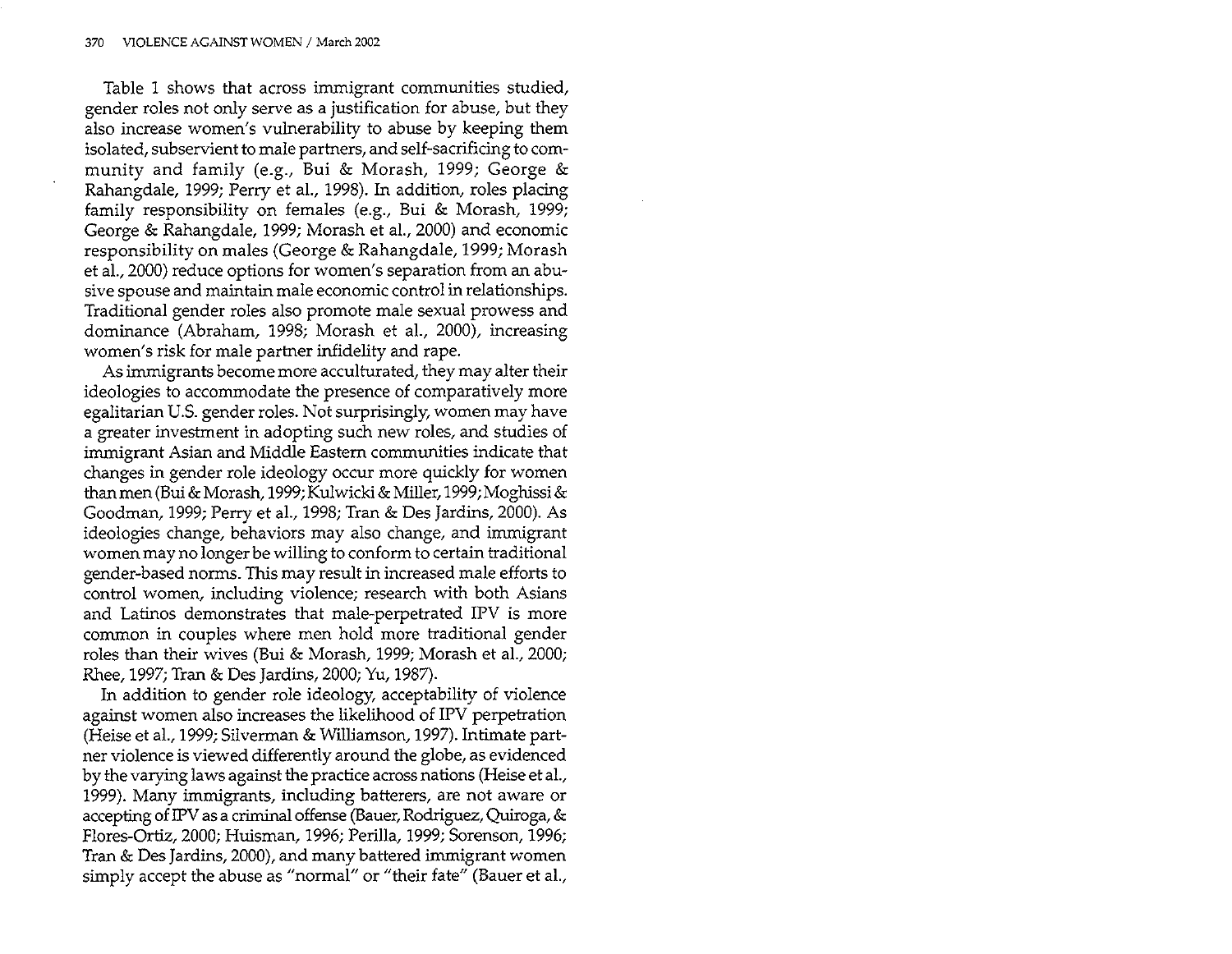Table 1 shows that across immigrant communities studied, gender roles not only serve as a justification for abuse, but they also increase women's vulnerability to abuse by keeping them isolated, subservient to male partners, and self-sacrificing to community and family (e.g., Bui & Morash, 1999; George & Rahangdale, 1999; Perry et al., 1998). In addition, roles placing family responsibility on females (e.g., Bui & Morash, 1999; George & Rahangdale, 1999; Morash et al., 2000) and economic responsibility on males (George & Rahangdale, 1999; Morash et al., 2000) reduce options for women's separation from an abusive spouse and maintain male economic control in relationships. Traditional gender roles also promote male sexual prowess and dominance (Abraham, 1998; Morash et al., 2000), increasing women's risk for male partner infidelity and rape.

As immigrants become more acculturated, they may alter their ideologies to accommodate the presence of comparatively more egalitarian U.S. gender roles. Not surprisingly, women may have a greater investment in adopting such new roles, and studies of immigrant Asian and Middle Eastern communities indicate that changes in gender role ideology occur more quickly for women than men (Bui & Morash, 1999; Kulwicki & Miller, 1999; Moghissi & Goodman, 1999; Perry et al., 1998; Tran & Des Jardins, 2000). As ideologies change, behaviors may also change, and immigrant women may no longer be willing to conform to certain traditional gender-based norms. This may result in increased male efforts to control women, including violence; research with both Asians and Latinos demonstrates that male-perpetrated IPV is more common in couples where men hold more traditional gender roles than their wives (Bui & Morash, 1999; Morash et al., 2000; Rhee, 1997; Tran & Des Jardins, 2000; Yu, 1987).

In addition to gender role ideology, acceptability of violence against women also increases the likelihood of IPV perpetration (Heise et al., 1999; Silverman & Williamson, 1997). Intimate partner violence is viewed differently around the globe, as evidenced by the varying laws against the practice across nations (Heise et al., 1999). Many immigrants, including batterers, are not aware or accepting of IPV as a criminal offense (Bauer, Rodriguez, Quiroga, & Flores-Ortiz, 2000; Huisman, 1996; Perilla, 1999; Sorenson, 1996; Tran & Des Jardins, 2000), and many battered immigrant women simply accept the abuse as "normal" or "their fate" (Bauer et al.,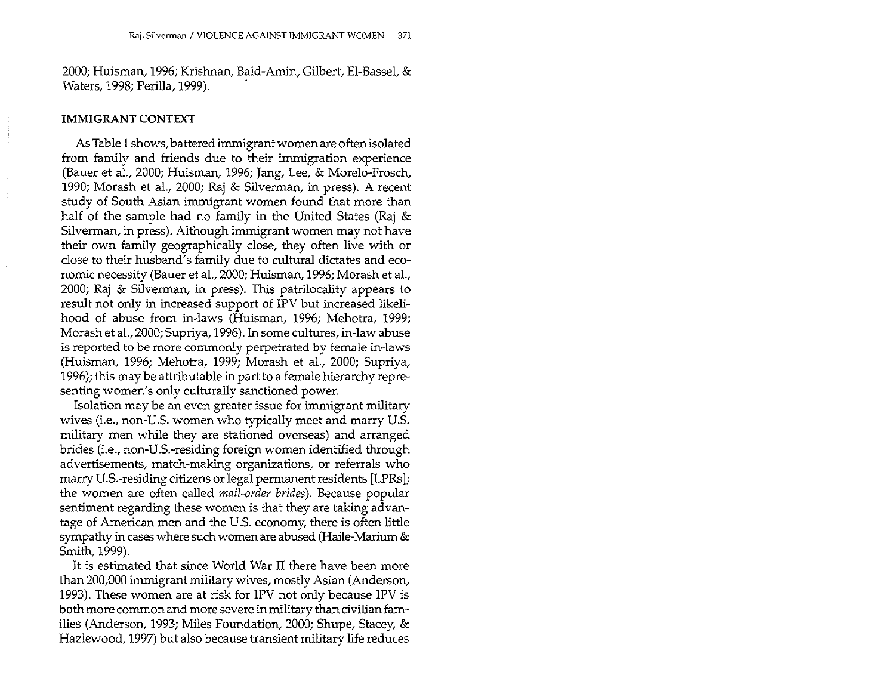2000; Huisman, 1996; Krishnan, Baid-Amin, Gilbert, El-Bassel, & Waters, 1998; Perilla, 1999).

## IMMIGRANT CONTEXT

As Table 1 shows, battered immigrant women are often isolated from family and friends due to their immigration experience (Bauer et al., 2000; Huisman, 1996; Jang, Lee, & Morelo-Frosch, 1990; Morash et al., 2000; Raj & Silverman, in press). A recent study of South Asian immigrant women found that more than half of the sample had no family in the United States (Raj & Silverman, in press). Although immigrant women may not have their own family geographically close, they often live with or close to their husband's family due to cultural dictates and economic necessity (Bauer et al., 2000; Huisman, 1996; Morash et al., 2000; Raj & Silverman, in press). This patrilocality appears to result not only in increased support of IPV but increased likelihood of abuse from in-laws (Huisman, 1996; Mehotra, 1999; Morash et al., 2000; Supriya, 1996). In some cultures, in-law abuse is reported to be more commonly perpetrated by female in-laws (Huisman, 1996; Mehotra, 1999; Morash et al., 2000; Supriya, 1996); this may be attributable in part to a female hierarchy representing women's only culturally sanctioned power.

Isolation may be an even greater issue for immigrant military wives (i.e., non-U.S. women who typically meet and marry U.S. military men while they are stationed overseas) and arranged brides (i.e., non-U.S.-residing foreign women identified through advertisements, match-making organizations, or referrals who marry U.S.-residing citizens or legal permanent residents [LPRs]; the women are often called *mail-order brides*). Because popular sentiment regarding these women is that they are taking advantage of American men and the U.S. economy, there is often little sympathy in cases where such women are abused (Haile-Marium & Smith, 1999).

It is estimated that since World War II there have been more than 200,000 immigrant military wives, mostly Asian (Anderson, 1993). These women are at risk for IPV not only because IPV is both more common and more severe in military than civilian families (Anderson, 1993; Miles Foundation, 2000; Shupe, Stacey, & Hazlewood, 1997) but also because transient military life reduces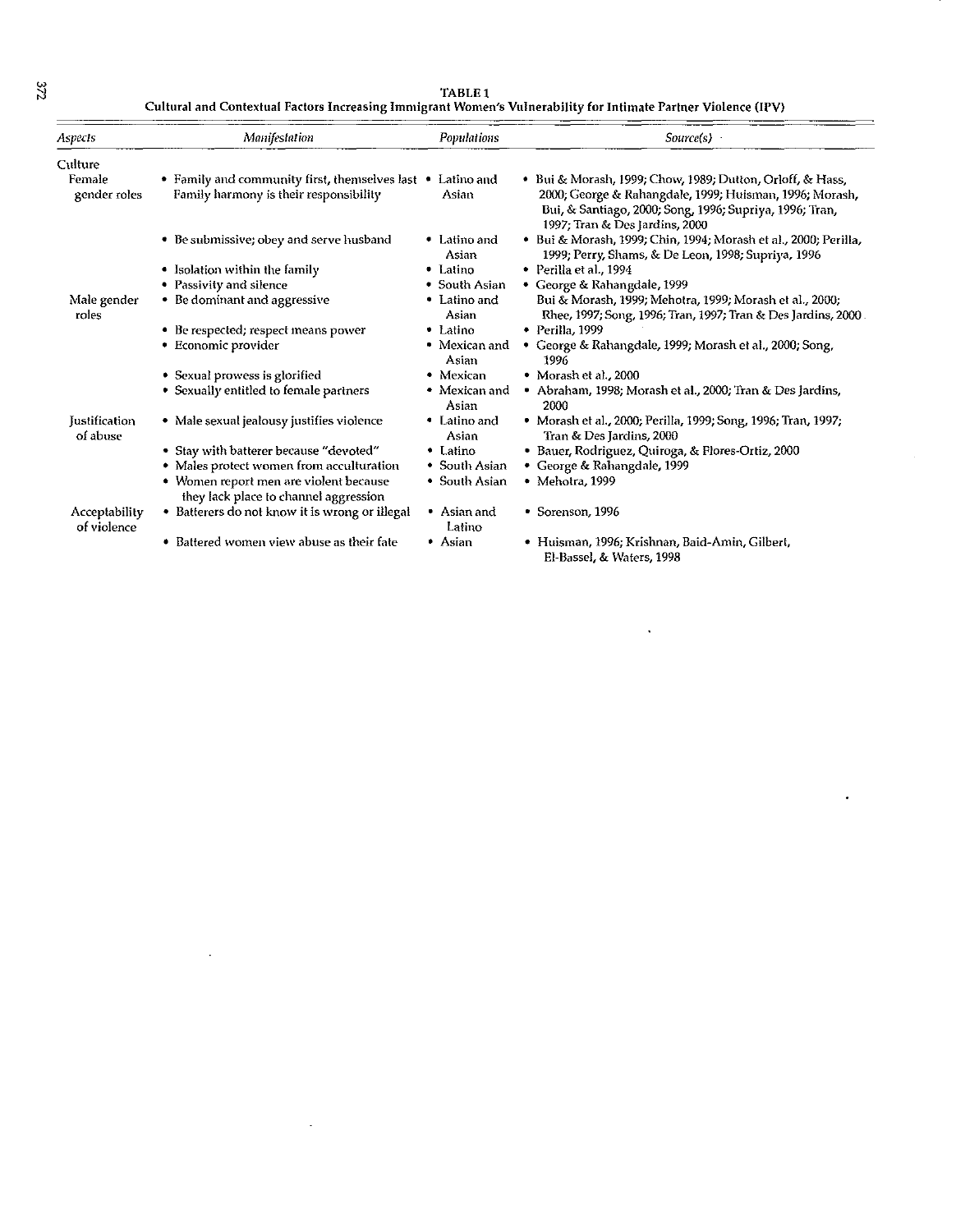**TABLE 1**
**Cultural and Contextual Factors Increasing Immigrant Women's Vulnerability for Intimate Partner Violence (IPV)**

| *Aspects* | *Manifestation* | *Populations* | *Source(s)* |
|---|---|---|---|
| Culture | | | |
| Female gender roles | • Family and community first, themselves last Family harmony is their responsibility | • Latino and Asian | • Bui & Morash, 1999; Chow, 1989; Dutton, Orloff, & Hass, 2000; George & Rahangdale, 1999; Huisman, 1996; Morash, Bui, & Santiago, 2000; Song, 1996; Supriya, 1996; Tran, 1997; Tran & Des Jardins, 2000 |
| | • Be submissive; obey and serve husband | • Latino and Asian | • Bui & Morash, 1999; Chin, 1994; Morash et al., 2000; Perilla, 1999; Perry, Shams, & De Leon, 1998; Supriya, 1996 |
| | • Isolation within the family | • Latino | • Perilla et al., 1994 |
| | • Passivity and silence | • South Asian | • George & Rahangdale, 1999 |
| Male gender roles | • Be dominant and aggressive | • Latino and Asian | Bui & Morash, 1999; Mehotra, 1999; Morash et al., 2000; Rhee, 1997; Song, 1996; Tran, 1997; Tran & Des Jardins, 2000 |
| | • Be respected; respect means power | • Latino | • Perilla, 1999 |
| | • Economic provider | • Mexican and Asian | • George & Rahangdale, 1999; Morash et al., 2000; Song, 1996 |
| | • Sexual prowess is glorified | • Mexican | • Morash et al., 2000 |
| | • Sexually entitled to female partners | • Mexican and Asian | • Abraham, 1998; Morash et al., 2000; Tran & Des Jardins, 2000 |
| Justification of abuse | • Male sexual jealousy justifies violence | • Latino and Asian | • Morash et al., 2000; Perilla, 1999; Song, 1996; Tran, 1997; Tran & Des Jardins, 2000 |
| | • Stay with batterer because "devoted" | • Latino | • Bauer, Rodriguez, Quiroga, & Flores-Ortiz, 2000 |
| | • Males protect women from acculturation | • South Asian | • George & Rahangdale, 1999 |
| | • Women report men are violent because they lack place to channel aggression | • South Asian | • Mehotra, 1999 |
| Acceptability of violence | • Batterers do not know it is wrong or illegal | • Asian and Latino | • Sorenson, 1996 |
| | • Battered women view abuse as their fate | • Asian | • Huisman, 1996; Krishnan, Baid-Amin, Gilbert, El-Bassel, & Waters, 1998 |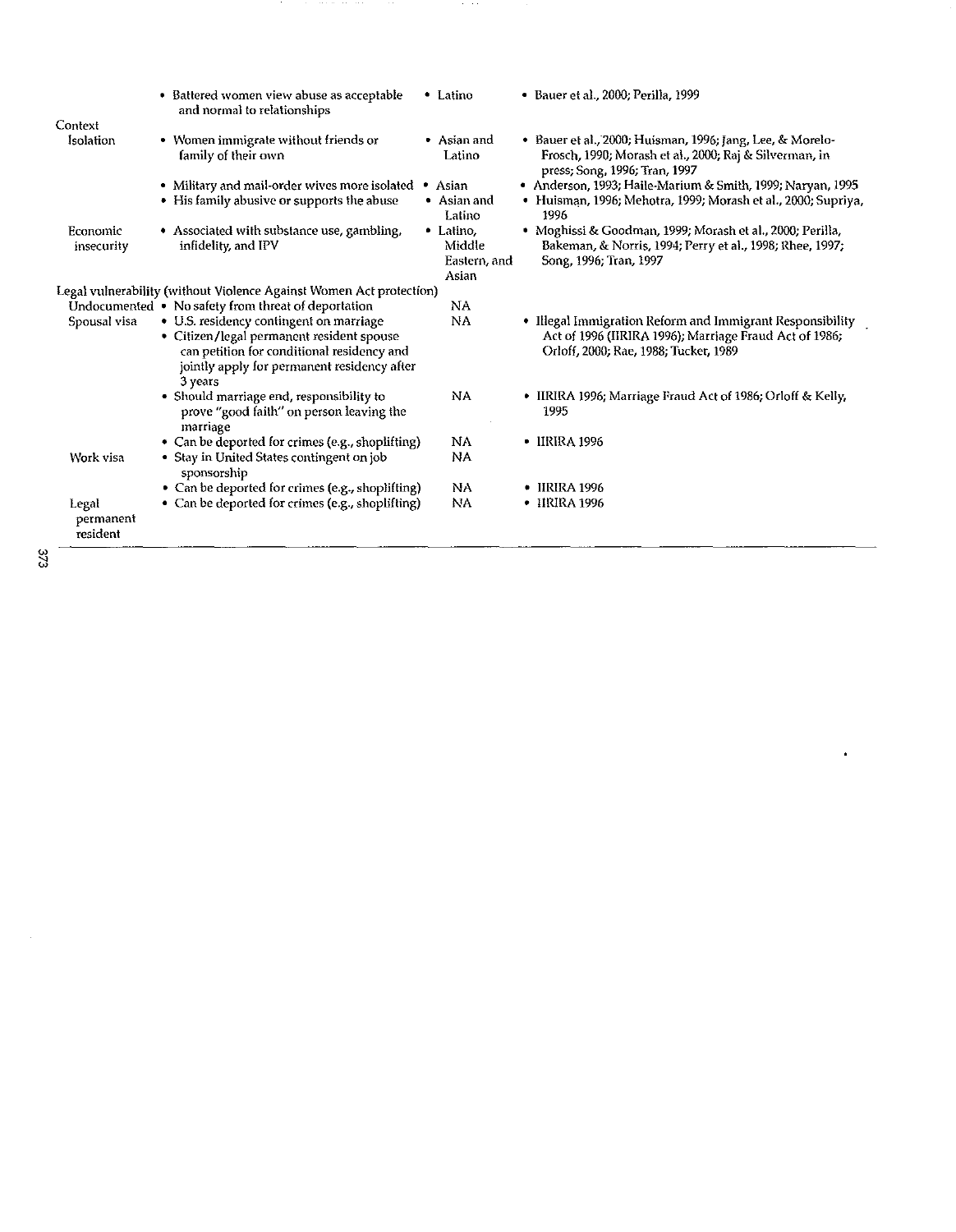|  |  |  |  |
|---|---|---|---|
|  | • Battered women view abuse as acceptable and normal to relationships | • Latino | • Bauer et al., 2000; Perilla, 1999 |
| Context |  |  |  |
| Isolation | • Women immigrate without friends or family of their own | • Asian and Latino | • Bauer et al., 2000; Huisman, 1996; Jang, Lee, & Morelo-Frosch, 1990; Morash et al., 2000; Raj & Silverman, in press; Song, 1996; Tran, 1997 |
|  | • Military and mail-order wives more isolated | • Asian | • Anderson, 1993; Haile-Marium & Smith, 1999; Naryan, 1995 |
|  | • His family abusive or supports the abuse | • Asian and Latino | • Huisman, 1996; Mehotra, 1999; Morash et al., 2000; Supriya, 1996 |
| Economic insecurity | • Associated with substance use, gambling, infidelity, and IPV | • Latino, Middle Eastern, and Asian | • Moghissi & Goodman, 1999; Morash et al., 2000; Perilla, Bakeman, & Norris, 1994; Perry et al., 1998; Rhee, 1997; Song, 1996; Tran, 1997 |
| Legal vulnerability (without Violence Against Women Act protection) |  |  |  |
| Undocumented | • No safety from threat of deportation | NA |  |
| Spousal visa | • U.S. residency contingent on marriage<br>• Citizen/legal permanent resident spouse can petition for conditional residency and jointly apply for permanent residency after 3 years | NA | • Illegal Immigration Reform and Immigrant Responsibility Act of 1996 (IIRIRA 1996); Marriage Fraud Act of 1986; Orloff, 2000; Rae, 1988; Tucker, 1989 |
|  | • Should marriage end, responsibility to prove "good faith" on person leaving the marriage | NA | • IIRIRA 1996; Marriage Fraud Act of 1986; Orloff & Kelly, 1995 |
|  | • Can be deported for crimes (e.g., shoplifting) | NA | • IIRIRA 1996 |
| Work visa | • Stay in United States contingent on job sponsorship | NA |  |
|  | • Can be deported for crimes (e.g., shoplifting) | NA | • IIRIRA 1996 |
| Legal permanent resident | • Can be deported for crimes (e.g., shoplifting) | NA | • IIRIRA 1996 |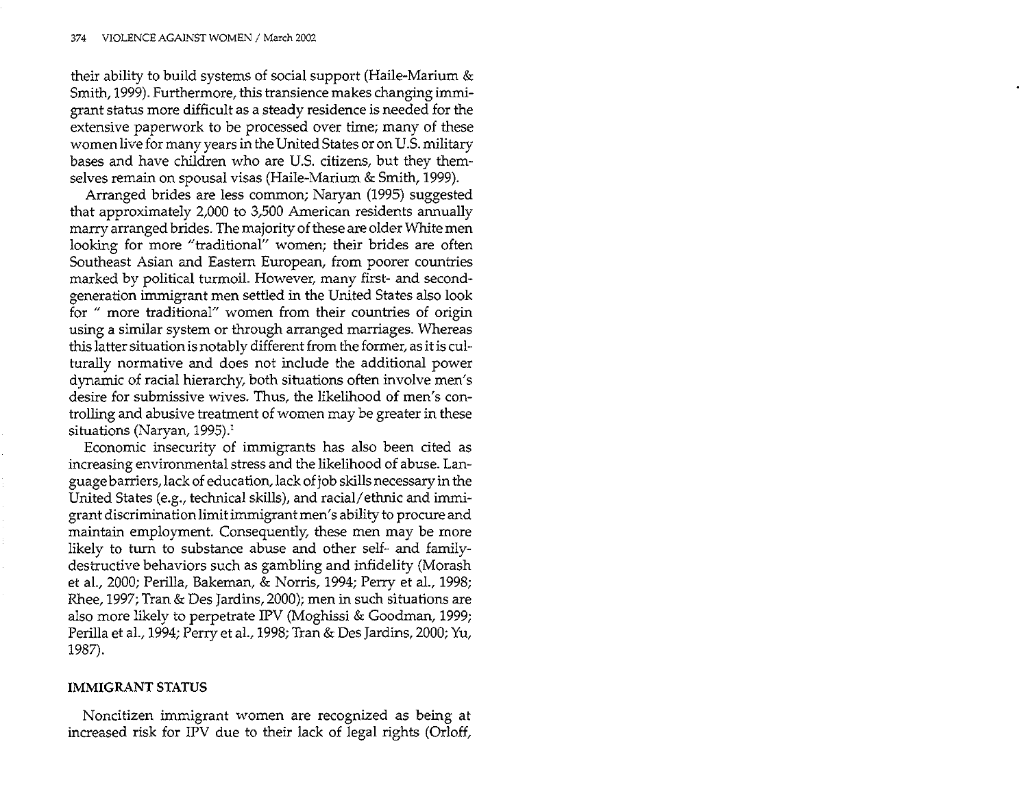their ability to build systems of social support (Haile-Marium & Smith, 1999). Furthermore, this transience makes changing immigrant status more difficult as a steady residence is needed for the extensive paperwork to be processed over time; many of these women live for many years in the United States or on U.S. military bases and have children who are U.S. citizens, but they themselves remain on spousal visas (Haile-Marium & Smith, 1999).

Arranged brides are less common; Naryan (1995) suggested that approximately 2,000 to 3,500 American residents annually marry arranged brides. The majority of these are older White men looking for more "traditional" women; their brides are often Southeast Asian and Eastern European, from poorer countries marked by political turmoil. However, many first- and second-generation immigrant men settled in the United States also look for " more traditional" women from their countries of origin using a similar system or through arranged marriages. Whereas this latter situation is notably different from the former, as it is culturally normative and does not include the additional power dynamic of racial hierarchy, both situations often involve men's desire for submissive wives. Thus, the likelihood of men's controlling and abusive treatment of women may be greater in these situations (Naryan, 1995).[1]

Economic insecurity of immigrants has also been cited as increasing environmental stress and the likelihood of abuse. Language barriers, lack of education, lack of job skills necessary in the United States (e.g., technical skills), and racial/ethnic and immigrant discrimination limit immigrant men's ability to procure and maintain employment. Consequently, these men may be more likely to turn to substance abuse and other self- and family-destructive behaviors such as gambling and infidelity (Morash et al., 2000; Perilla, Bakeman, & Norris, 1994; Perry et al., 1998; Rhee, 1997; Tran & Des Jardins, 2000); men in such situations are also more likely to perpetrate IPV (Moghissi & Goodman, 1999; Perilla et al., 1994; Perry et al., 1998; Tran & Des Jardins, 2000; Yu, 1987).

## IMMIGRANT STATUS

Noncitizen immigrant women are recognized as being at increased risk for IPV due to their lack of legal rights (Orloff,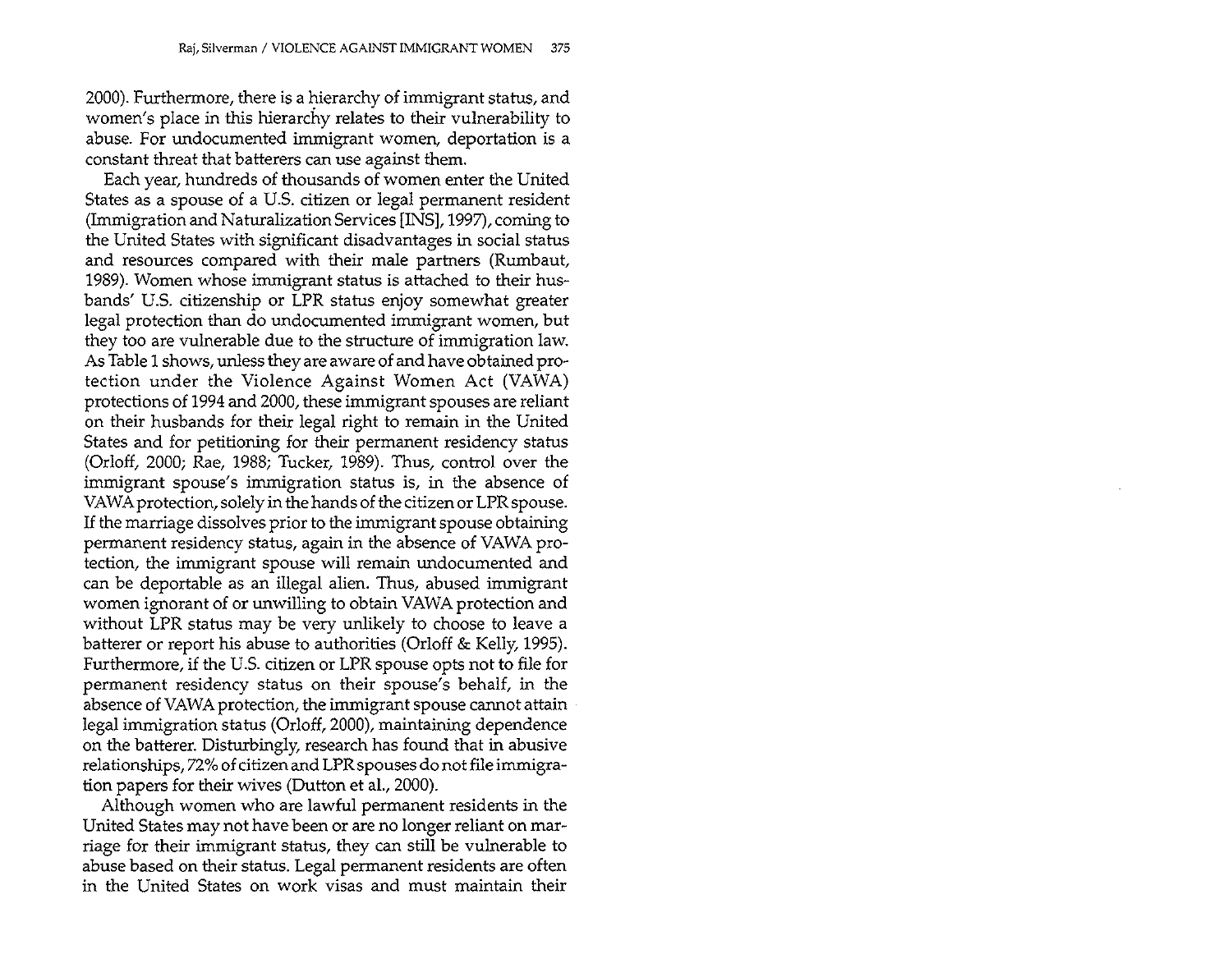2000). Furthermore, there is a hierarchy of immigrant status, and women's place in this hierarchy relates to their vulnerability to abuse. For undocumented immigrant women, deportation is a constant threat that batterers can use against them.

Each year, hundreds of thousands of women enter the United States as a spouse of a U.S. citizen or legal permanent resident (Immigration and Naturalization Services [INS], 1997), coming to the United States with significant disadvantages in social status and resources compared with their male partners (Rumbaut, 1989). Women whose immigrant status is attached to their husbands' U.S. citizenship or LPR status enjoy somewhat greater legal protection than do undocumented immigrant women, but they too are vulnerable due to the structure of immigration law. As Table 1 shows, unless they are aware of and have obtained protection under the Violence Against Women Act (VAWA) protections of 1994 and 2000, these immigrant spouses are reliant on their husbands for their legal right to remain in the United States and for petitioning for their permanent residency status (Orloff, 2000; Rae, 1988; Tucker, 1989). Thus, control over the immigrant spouse's immigration status is, in the absence of VAWA protection, solely in the hands of the citizen or LPR spouse. If the marriage dissolves prior to the immigrant spouse obtaining permanent residency status, again in the absence of VAWA protection, the immigrant spouse will remain undocumented and can be deportable as an illegal alien. Thus, abused immigrant women ignorant of or unwilling to obtain VAWA protection and without LPR status may be very unlikely to choose to leave a batterer or report his abuse to authorities (Orloff & Kelly, 1995). Furthermore, if the U.S. citizen or LPR spouse opts not to file for permanent residency status on their spouse's behalf, in the absence of VAWA protection, the immigrant spouse cannot attain legal immigration status (Orloff, 2000), maintaining dependence on the batterer. Disturbingly, research has found that in abusive relationships, 72% of citizen and LPR spouses do not file immigration papers for their wives (Dutton et al., 2000).

Although women who are lawful permanent residents in the United States may not have been or are no longer reliant on marriage for their immigrant status, they can still be vulnerable to abuse based on their status. Legal permanent residents are often in the United States on work visas and must maintain their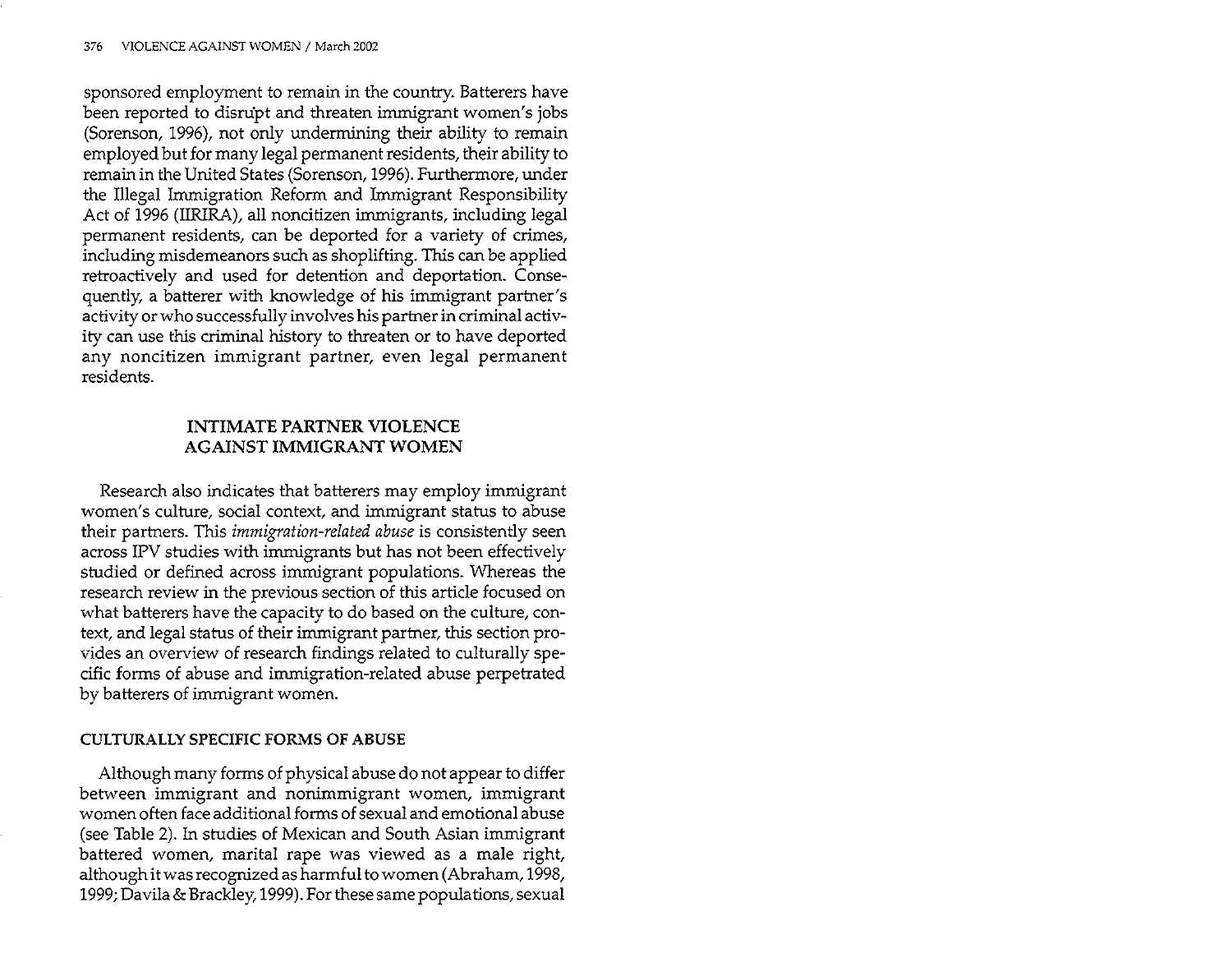sponsored employment to remain in the country. Batterers have been reported to disrupt and threaten immigrant women's jobs (Sorenson, 1996), not only undermining their ability to remain employed but for many legal permanent residents, their ability to remain in the United States (Sorenson, 1996). Furthermore, under the Illegal Immigration Reform and Immigrant Responsibility Act of 1996 (IIRIRA), all noncitizen immigrants, including legal permanent residents, can be deported for a variety of crimes, including misdemeanors such as shoplifting. This can be applied retroactively and used for detention and deportation. Consequently, a batterer with knowledge of his immigrant partner's activity or who successfully involves his partner in criminal activity can use this criminal history to threaten or to have deported any noncitizen immigrant partner, even legal permanent residents.

## INTIMATE PARTNER VIOLENCE AGAINST IMMIGRANT WOMEN

Research also indicates that batterers may employ immigrant women's culture, social context, and immigrant status to abuse their partners. This *immigration-related abuse* is consistently seen across IPV studies with immigrants but has not been effectively studied or defined across immigrant populations. Whereas the research review in the previous section of this article focused on what batterers have the capacity to do based on the culture, context, and legal status of their immigrant partner, this section provides an overview of research findings related to culturally specific forms of abuse and immigration-related abuse perpetrated by batterers of immigrant women.

### CULTURALLY SPECIFIC FORMS OF ABUSE

Although many forms of physical abuse do not appear to differ between immigrant and nonimmigrant women, immigrant women often face additional forms of sexual and emotional abuse (see Table 2). In studies of Mexican and South Asian immigrant battered women, marital rape was viewed as a male right, although it was recognized as harmful to women (Abraham, 1998, 1999; Davila & Brackley, 1999). For these same populations, sexual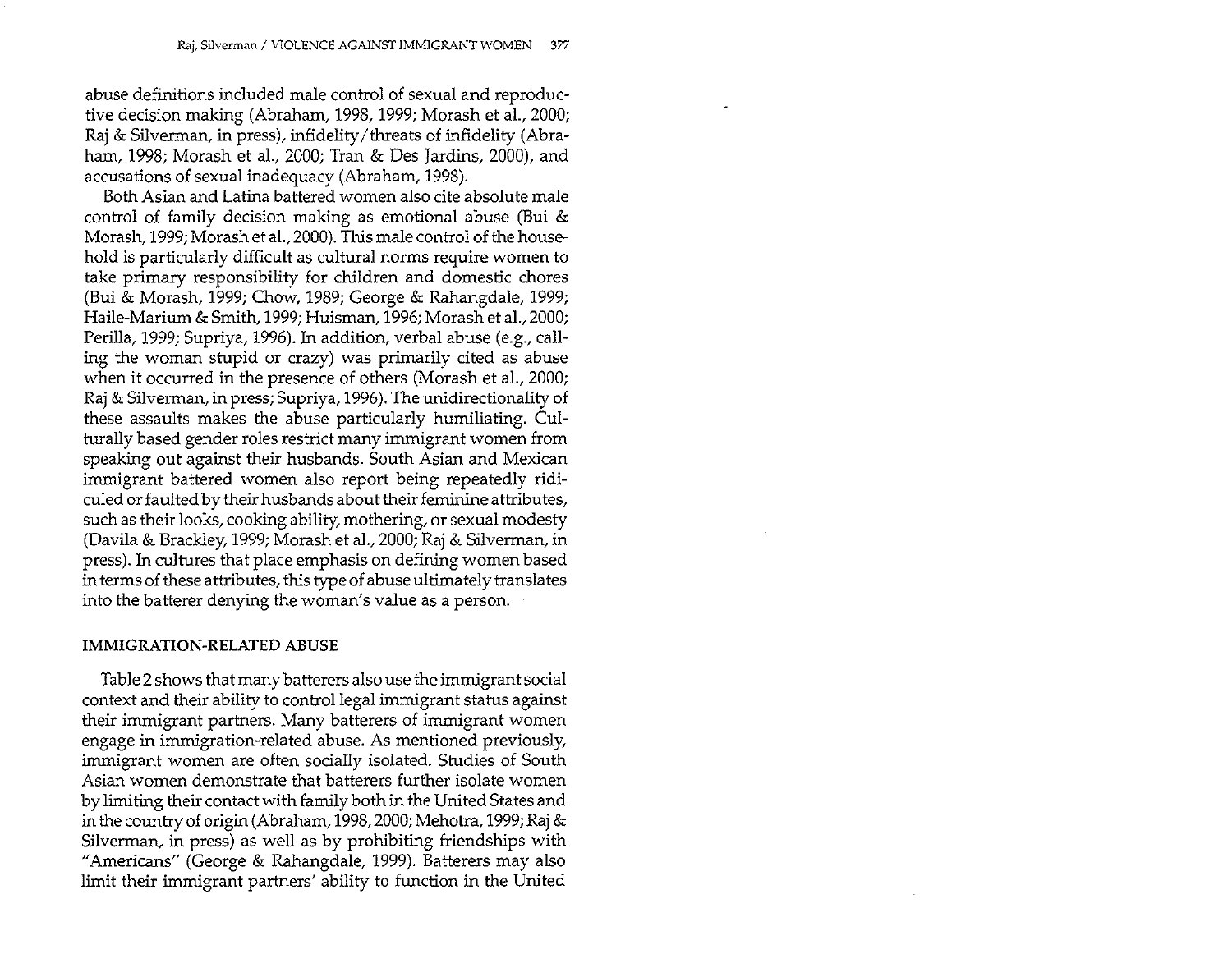abuse definitions included male control of sexual and reproductive decision making (Abraham, 1998, 1999; Morash et al., 2000; Raj & Silverman, in press), infidelity/threats of infidelity (Abraham, 1998; Morash et al., 2000; Tran & Des Jardins, 2000), and accusations of sexual inadequacy (Abraham, 1998).

Both Asian and Latina battered women also cite absolute male control of family decision making as emotional abuse (Bui & Morash, 1999; Morash et al., 2000). This male control of the household is particularly difficult as cultural norms require women to take primary responsibility for children and domestic chores (Bui & Morash, 1999; Chow, 1989; George & Rahangdale, 1999; Haile-Marium & Smith, 1999; Huisman, 1996; Morash et al., 2000; Perilla, 1999; Supriya, 1996). In addition, verbal abuse (e.g., calling the woman stupid or crazy) was primarily cited as abuse when it occurred in the presence of others (Morash et al., 2000; Raj & Silverman, in press; Supriya, 1996). The unidirectionality of these assaults makes the abuse particularly humiliating. Culturally based gender roles restrict many immigrant women from speaking out against their husbands. South Asian and Mexican immigrant battered women also report being repeatedly ridiculed or faulted by their husbands about their feminine attributes, such as their looks, cooking ability, mothering, or sexual modesty (Davila & Brackley, 1999; Morash et al., 2000; Raj & Silverman, in press). In cultures that place emphasis on defining women based in terms of these attributes, this type of abuse ultimately translates into the batterer denying the woman's value as a person.

### IMMIGRATION-RELATED ABUSE

Table 2 shows that many batterers also use the immigrant social context and their ability to control legal immigrant status against their immigrant partners. Many batterers of immigrant women engage in immigration-related abuse. As mentioned previously, immigrant women are often socially isolated. Studies of South Asian women demonstrate that batterers further isolate women by limiting their contact with family both in the United States and in the country of origin (Abraham, 1998, 2000; Mehotra, 1999; Raj & Silverman, in press) as well as by prohibiting friendships with "Americans" (George & Rahangdale, 1999). Batterers may also limit their immigrant partners' ability to function in the United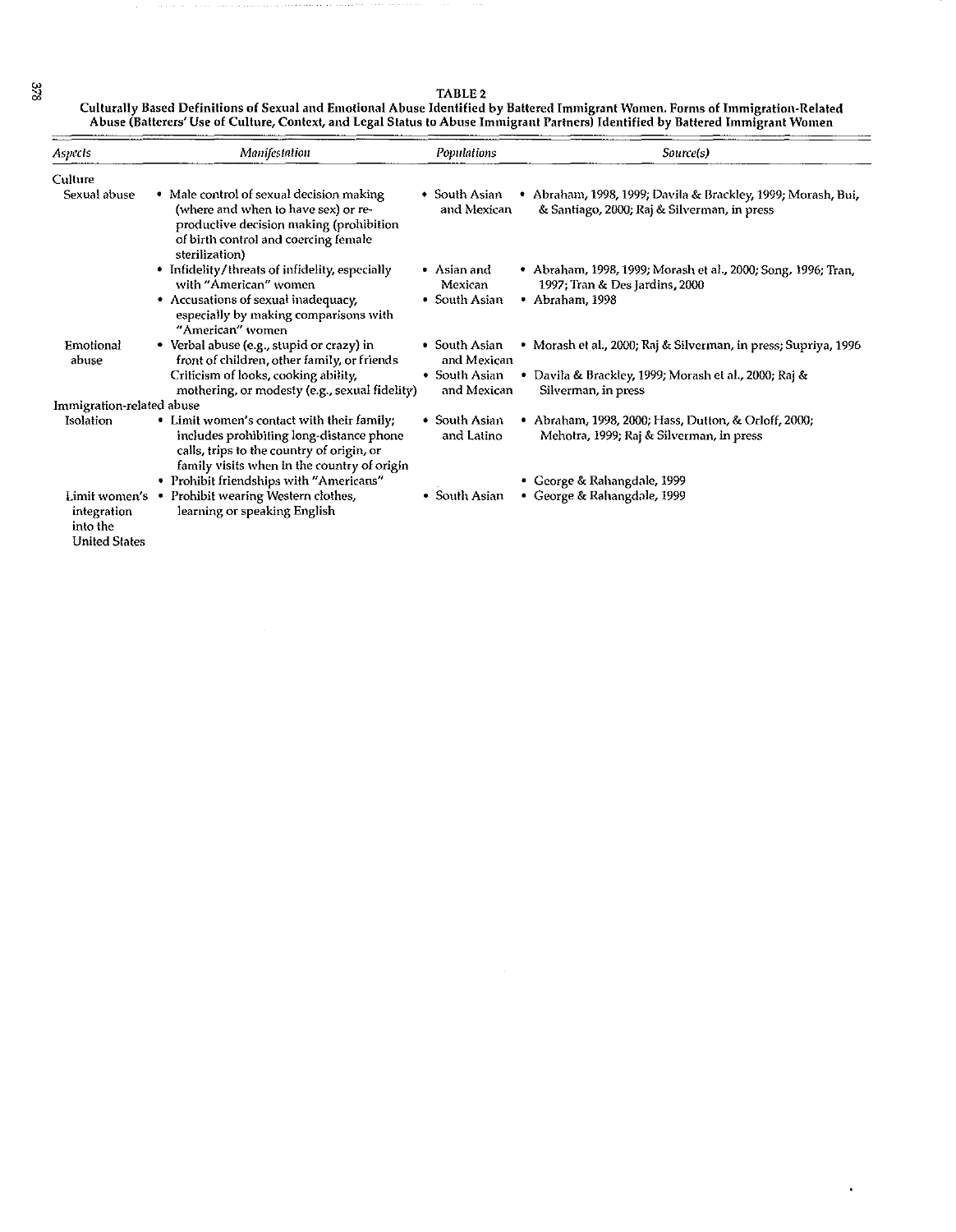TABLE 2

**Culturally Based Definitions of Sexual and Emotional Abuse Identified by Battered Immigrant Women. Forms of Immigration-Related Abuse (Batterers' Use of Culture, Context, and Legal Status to Abuse Immigrant Partners) Identified by Battered Immigrant Women**

| *Aspects* | *Manifestation* | *Populations* | *Source(s)* |
|---|---|---|---|
| Culture | | | |
| Sexual abuse | • Male control of sexual decision making (where and when to have sex) or reproductive decision making (prohibition of birth control and coercing female sterilization) | • South Asian and Mexican | • Abraham, 1998, 1999; Davila & Brackley, 1999; Morash, Bui, & Santiago, 2000; Raj & Silverman, in press |
| | • Infidelity/threats of infidelity, especially with "American" women | • Asian and Mexican | • Abraham, 1998, 1999; Morash et al., 2000; Song, 1996; Tran, 1997; Tran & Des Jardins, 2000 |
| | • Accusations of sexual inadequacy, especially by making comparisons with "American" women | • South Asian | • Abraham, 1998 |
| Emotional abuse | • Verbal abuse (e.g., stupid or crazy) in front of children, other family, or friends | • South Asian and Mexican | • Morash et al., 2000; Raj & Silverman, in press; Supriya, 1996 |
| | Criticism of looks, cooking ability, mothering, or modesty (e.g., sexual fidelity) | • South Asian and Mexican | • Davila & Brackley, 1999; Morash et al., 2000; Raj & Silverman, in press |
| Immigration-related abuse | | | |
| Isolation | • Limit women's contact with their family; includes prohibiting long-distance phone calls, trips to the country of origin, or family visits when in the country of origin | • South Asian and Latino | • Abraham, 1998, 2000; Hass, Dutton, & Orloff, 2000; Mehotra, 1999; Raj & Silverman, in press |
| | • Prohibit friendships with "Americans" | | • George & Rahangdale, 1999 |
| Limit women's integration into the United States | • Prohibit wearing Western clothes, learning or speaking English | • South Asian | • George & Rahangdale, 1999 |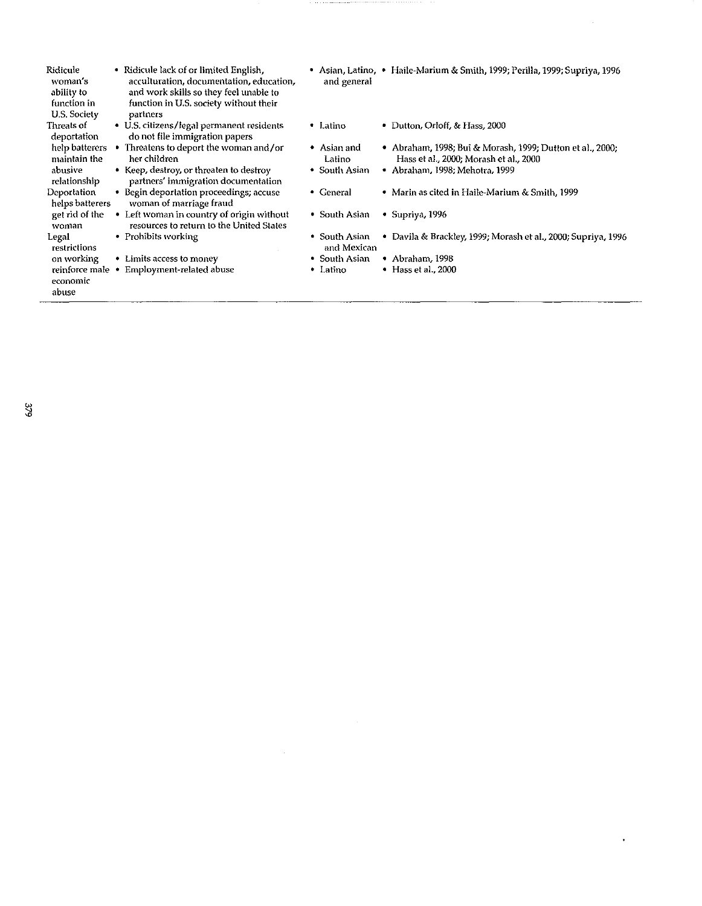| | | | |
|---|---|---|---|
| Ridicule woman's ability to function in U.S. Society | • Ridicule lack of or limited English, acculturation, documentation, education, and work skills so they feel unable to function in U.S. society without their partners | • Asian, Latino, and general | • Haile-Marium & Smith, 1999; Perilla, 1999; Supriya, 1996 |
| Threats of deportation help batterers maintain the abusive relationship | • U.S. citizens/legal permanent residents do not file immigration papers | • Latino | • Dutton, Orloff, & Hass, 2000 |
| | • Threatens to deport the woman and/or her children | • Asian and Latino | • Abraham, 1998; Bui & Morash, 1999; Dutton et al., 2000; Hass et al., 2000; Morash et al., 2000 |
| | • Keep, destroy, or threaten to destroy partners' immigration documentation | • South Asian | • Abraham, 1998; Mehotra, 1999 |
| Deportation helps batterers get rid of the woman | • Begin deportation proceedings; accuse woman of marriage fraud | • General | • Marin as cited in Haile-Marium & Smith, 1999 |
| | • Left woman in country of origin without resources to return to the United States | • South Asian | • Supriya, 1996 |
| Legal restrictions on working reinforce male economic abuse | • Prohibits working | • South Asian and Mexican | • Davila & Brackley, 1999; Morash et al., 2000; Supriya, 1996 |
| | • Limits access to money | • South Asian | • Abraham, 1998 |
| | • Employment-related abuse | • Latino | • Hass et al., 2000 |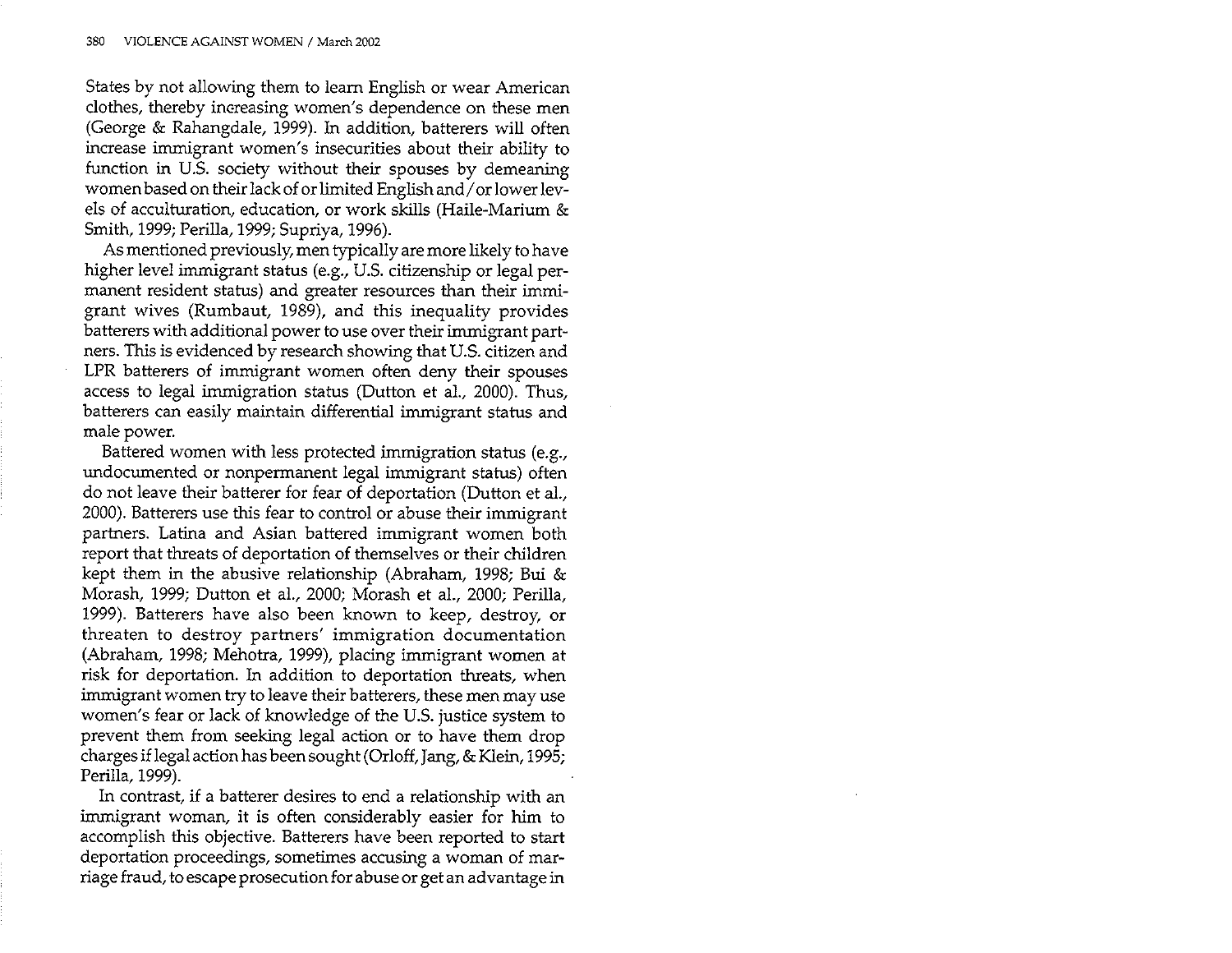States by not allowing them to learn English or wear American clothes, thereby increasing women's dependence on these men (George & Rahangdale, 1999). In addition, batterers will often increase immigrant women's insecurities about their ability to function in U.S. society without their spouses by demeaning women based on their lack of or limited English and/or lower levels of acculturation, education, or work skills (Haile-Marium & Smith, 1999; Perilla, 1999; Supriya, 1996).

As mentioned previously, men typically are more likely to have higher level immigrant status (e.g., U.S. citizenship or legal permanent resident status) and greater resources than their immigrant wives (Rumbaut, 1989), and this inequality provides batterers with additional power to use over their immigrant partners. This is evidenced by research showing that U.S. citizen and LPR batterers of immigrant women often deny their spouses access to legal immigration status (Dutton et al., 2000). Thus, batterers can easily maintain differential immigrant status and male power.

Battered women with less protected immigration status (e.g., undocumented or nonpermanent legal immigrant status) often do not leave their batterer for fear of deportation (Dutton et al., 2000). Batterers use this fear to control or abuse their immigrant partners. Latina and Asian battered immigrant women both report that threats of deportation of themselves or their children kept them in the abusive relationship (Abraham, 1998; Bui & Morash, 1999; Dutton et al., 2000; Morash et al., 2000; Perilla, 1999). Batterers have also been known to keep, destroy, or threaten to destroy partners' immigration documentation (Abraham, 1998; Mehotra, 1999), placing immigrant women at risk for deportation. In addition to deportation threats, when immigrant women try to leave their batterers, these men may use women's fear or lack of knowledge of the U.S. justice system to prevent them from seeking legal action or to have them drop charges if legal action has been sought (Orloff, Jang, & Klein, 1995; Perilla, 1999).

In contrast, if a batterer desires to end a relationship with an immigrant woman, it is often considerably easier for him to accomplish this objective. Batterers have been reported to start deportation proceedings, sometimes accusing a woman of marriage fraud, to escape prosecution for abuse or get an advantage in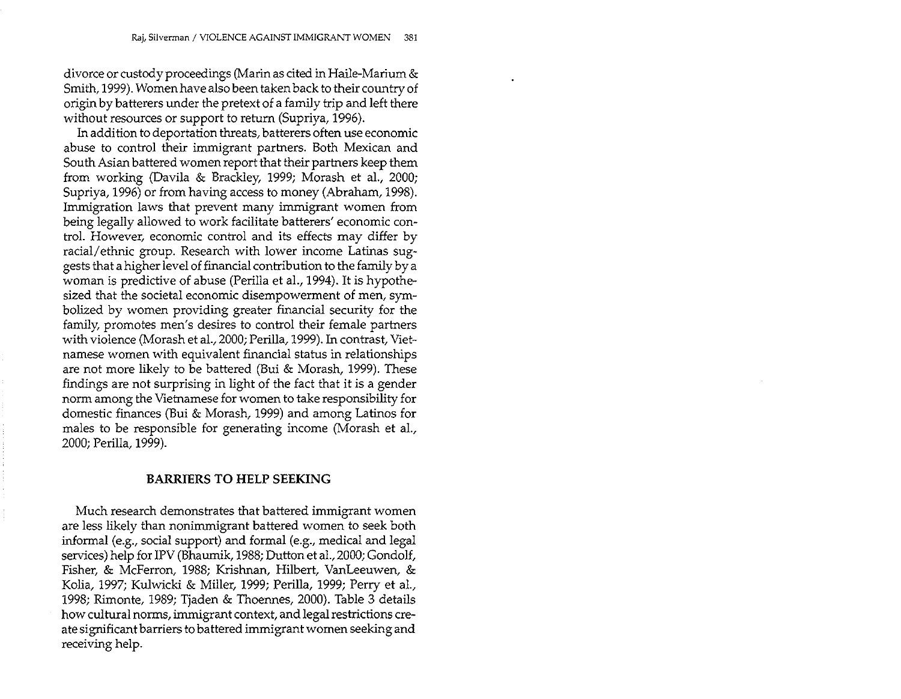divorce or custody proceedings (Marin as cited in Haile-Marium & Smith, 1999). Women have also been taken back to their country of origin by batterers under the pretext of a family trip and left there without resources or support to return (Supriya, 1996).

In addition to deportation threats, batterers often use economic abuse to control their immigrant partners. Both Mexican and South Asian battered women report that their partners keep them from working (Davila & Brackley, 1999; Morash et al., 2000; Supriya, 1996) or from having access to money (Abraham, 1998). Immigration laws that prevent many immigrant women from being legally allowed to work facilitate batterers' economic control. However, economic control and its effects may differ by racial/ethnic group. Research with lower income Latinas suggests that a higher level of financial contribution to the family by a woman is predictive of abuse (Perilla et al., 1994). It is hypothesized that the societal economic disempowerment of men, symbolized by women providing greater financial security for the family, promotes men's desires to control their female partners with violence (Morash et al., 2000; Perilla, 1999). In contrast, Vietnamese women with equivalent financial status in relationships are not more likely to be battered (Bui & Morash, 1999). These findings are not surprising in light of the fact that it is a gender norm among the Vietnamese for women to take responsibility for domestic finances (Bui & Morash, 1999) and among Latinos for males to be responsible for generating income (Morash et al., 2000; Perilla, 1999).

## BARRIERS TO HELP SEEKING

Much research demonstrates that battered immigrant women are less likely than nonimmigrant battered women to seek both informal (e.g., social support) and formal (e.g., medical and legal services) help for IPV (Bhaumik, 1988; Dutton et al., 2000; Gondolf, Fisher, & McFerron, 1988; Krishnan, Hilbert, VanLeeuwen, & Kolia, 1997; Kulwicki & Miller, 1999; Perilla, 1999; Perry et al., 1998; Rimonte, 1989; Tjaden & Thoennes, 2000). Table 3 details how cultural norms, immigrant context, and legal restrictions create significant barriers to battered immigrant women seeking and receiving help.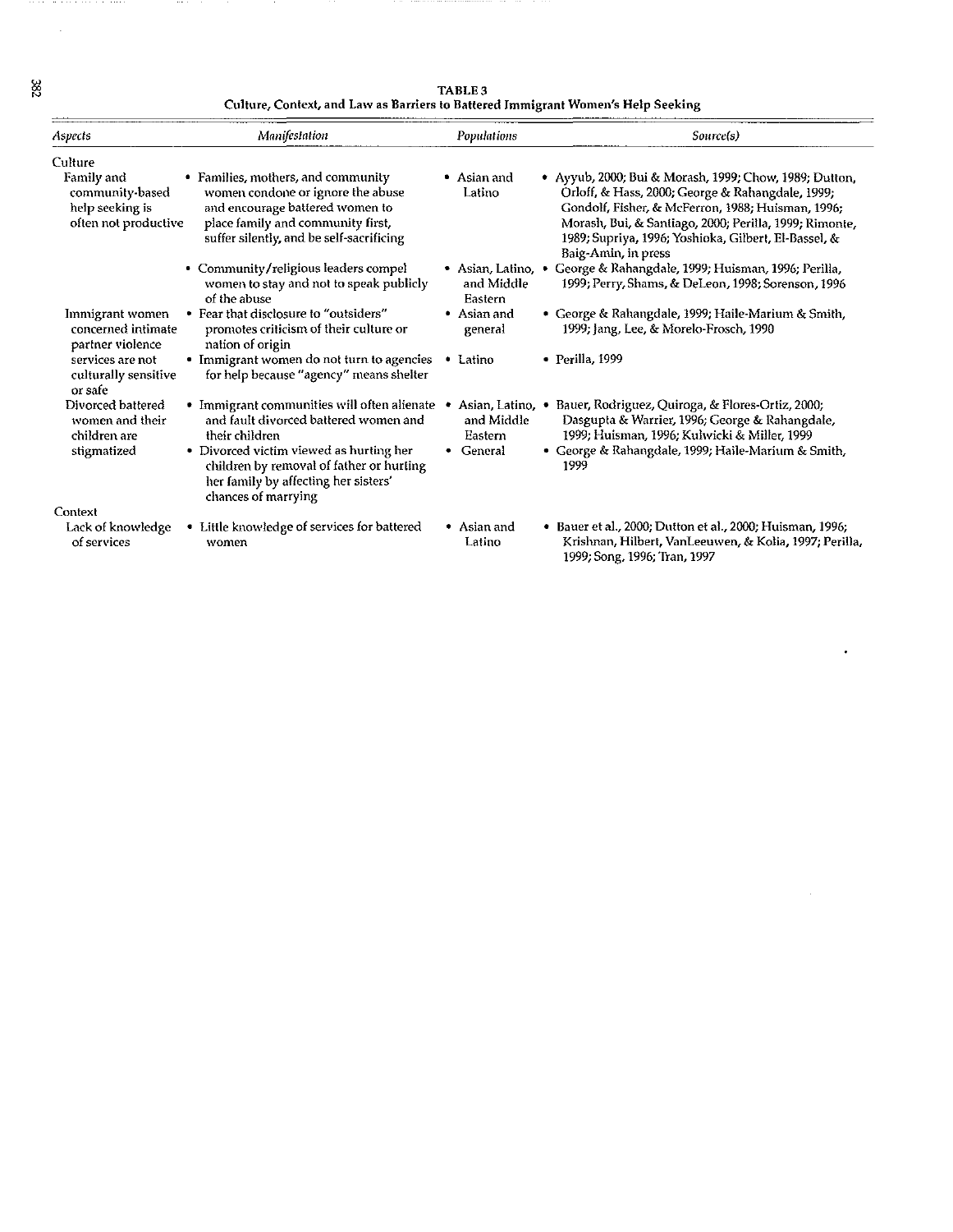**TABLE 3**
**Culture, Context, and Law as Barriers to Battered Immigrant Women's Help Seeking**

| *Aspects* | *Manifestation* | *Populations* | *Source(s)* |
|---|---|---|---|
| Culture | | | |
| Family and community-based help seeking is often not productive | • Families, mothers, and community women condone or ignore the abuse and encourage battered women to place family and community first, suffer silently, and be self-sacrificing | • Asian and Latino | • Ayyub, 2000; Bui & Morash, 1999; Chow, 1989; Dutton, Orloff, & Hass, 2000; George & Rahangdale, 1999; Gondolf, Fisher, & McFerron, 1988; Huisman, 1996; Morash, Bui, & Santiago, 2000; Perilla, 1999; Rimonte, 1989; Supriya, 1996; Yoshioka, Gilbert, El-Bassel, & Baig-Amin, in press |
| | • Community/religious leaders compel women to stay and not to speak publicly of the abuse | • Asian, Latino, and Middle Eastern | • George & Rahangdale, 1999; Huisman, 1996; Perilla, 1999; Perry, Shams, & DeLeon, 1998; Sorenson, 1996 |
| Immigrant women concerned intimate partner violence services are not culturally sensitive or safe | • Fear that disclosure to "outsiders" promotes criticism of their culture or nation of origin | • Asian and general | • George & Rahangdale, 1999; Haile-Marium & Smith, 1999; Jang, Lee, & Morelo-Frosch, 1990 |
| | • Immigrant women do not turn to agencies for help because "agency" means shelter | • Latino | • Perilla, 1999 |
| Divorced battered women and their children are stigmatized | • Immigrant communities will often alienate and fault divorced battered women and their children | • Asian, Latino, and Middle Eastern | • Bauer, Rodriguez, Quiroga, & Flores-Ortiz, 2000; Dasgupta & Warrier, 1996; George & Rahangdale, 1999; Huisman, 1996; Kulwicki & Miller, 1999 |
| | • Divorced victim viewed as hurting her children by removal of father or hurting her family by affecting her sisters' chances of marrying | • General | • George & Rahangdale, 1999; Haile-Marium & Smith, 1999 |
| Context | | | |
| Lack of knowledge of services | • Little knowledge of services for battered women | • Asian and Latino | • Bauer et al., 2000; Dutton et al., 2000; Huisman, 1996; Krishnan, Hilbert, VanLeeuwen, & Kolia, 1997; Perilla, 1999; Song, 1996; Tran, 1997 |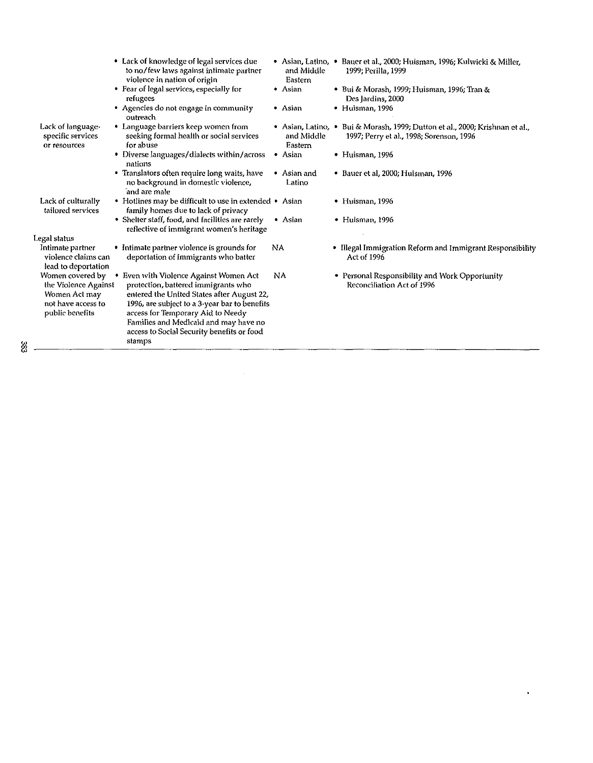| | | | |
|---|---|---|---|
| | • Lack of knowledge of legal services due to no/few laws against intimate partner violence in nation of origin | • Asian, Latino, and Middle Eastern | • Bauer et al., 2000; Huisman, 1996; Kulwicki & Miller, 1999; Perilla, 1999 |
| | • Fear of legal services, especially for refugees | • Asian | • Bui & Morash, 1999; Huisman, 1996; Tran & Des Jardins, 2000 |
| | • Agencies do not engage in community outreach | • Asian | • Huisman, 1996 |
| Lack of language-specific services or resources | • Language barriers keep women from seeking formal health or social services for abuse | • Asian, Latino, and Middle Eastern | • Bui & Morash, 1999; Dutton et al., 2000; Krishnan et al., 1997; Perry et al., 1998; Sorenson, 1996 |
| | • Diverse languages/dialects within/across nations | • Asian | • Huisman, 1996 |
| | • Translators often require long waits, have no background in domestic violence, and are male | • Asian and Latino | • Bauer et al, 2000; Huisman, 1996 |
| Lack of culturally tailored services | • Hotlines may be difficult to use in extended family homes due to lack of privacy | • Asian | • Huisman, 1996 |
| | • Shelter staff, food, and facilities are rarely reflective of immigrant women's heritage | • Asian | • Huisman, 1996 |
| Legal status | | | |
| Intimate partner violence claims can lead to deportation | • Intimate partner violence is grounds for deportation of immigrants who batter | NA | • Illegal Immigration Reform and Immigrant Responsibility Act of 1996 |
| Women covered by the Violence Against Women Act may not have access to public benefits | • Even with Violence Against Women Act protection, battered immigrants who entered the United States after August 22, 1996, are subject to a 3-year bar to benefits access for Temporary Aid to Needy Families and Medicaid and may have no access to Social Security benefits or food stamps | NA | • Personal Responsibility and Work Opportunity Reconciliation Act of 1996 |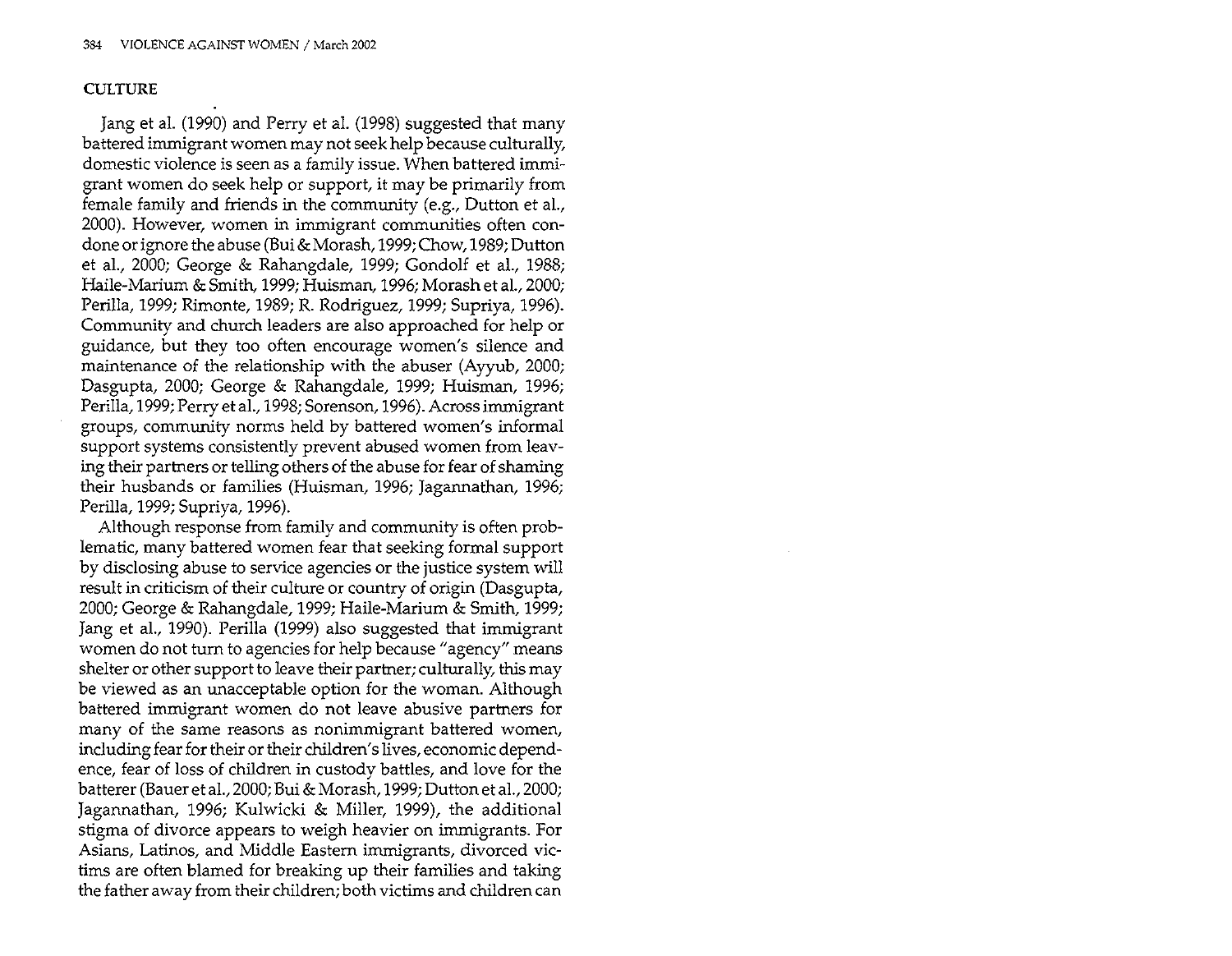## CULTURE

Jang et al. (1990) and Perry et al. (1998) suggested that many battered immigrant women may not seek help because culturally, domestic violence is seen as a family issue. When battered immigrant women do seek help or support, it may be primarily from female family and friends in the community (e.g., Dutton et al., 2000). However, women in immigrant communities often condone or ignore the abuse (Bui & Morash, 1999; Chow, 1989; Dutton et al., 2000; George & Rahangdale, 1999; Gondolf et al., 1988; Haile-Marium & Smith, 1999; Huisman, 1996; Morash et al., 2000; Perilla, 1999; Rimonte, 1989; R. Rodriguez, 1999; Supriya, 1996). Community and church leaders are also approached for help or guidance, but they too often encourage women's silence and maintenance of the relationship with the abuser (Ayyub, 2000; Dasgupta, 2000; George & Rahangdale, 1999; Huisman, 1996; Perilla, 1999; Perry et al., 1998; Sorenson, 1996). Across immigrant groups, community norms held by battered women's informal support systems consistently prevent abused women from leaving their partners or telling others of the abuse for fear of shaming their husbands or families (Huisman, 1996; Jagannathan, 1996; Perilla, 1999; Supriya, 1996).

Although response from family and community is often problematic, many battered women fear that seeking formal support by disclosing abuse to service agencies or the justice system will result in criticism of their culture or country of origin (Dasgupta, 2000; George & Rahangdale, 1999; Haile-Marium & Smith, 1999; Jang et al., 1990). Perilla (1999) also suggested that immigrant women do not turn to agencies for help because "agency" means shelter or other support to leave their partner; culturally, this may be viewed as an unacceptable option for the woman. Although battered immigrant women do not leave abusive partners for many of the same reasons as nonimmigrant battered women, including fear for their or their children's lives, economic dependence, fear of loss of children in custody battles, and love for the batterer (Bauer et al., 2000; Bui & Morash, 1999; Dutton et al., 2000; Jagannathan, 1996; Kulwicki & Miller, 1999), the additional stigma of divorce appears to weigh heavier on immigrants. For Asians, Latinos, and Middle Eastern immigrants, divorced victims are often blamed for breaking up their families and taking the father away from their children; both victims and children can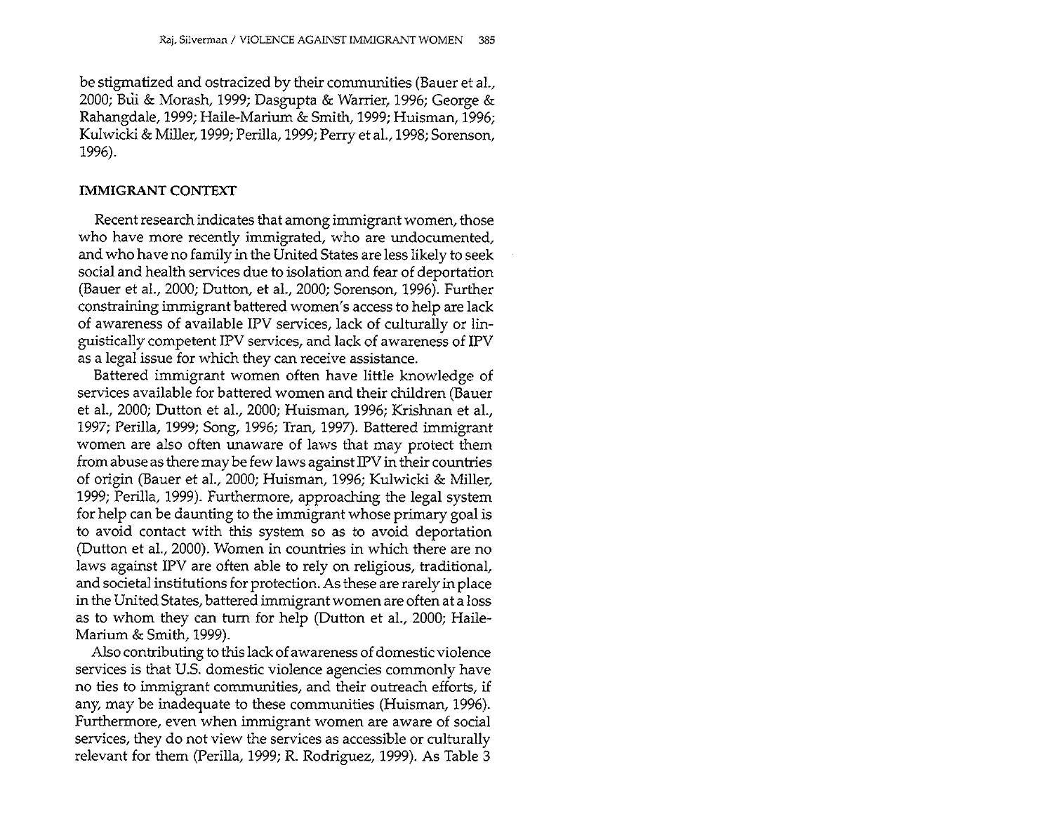be stigmatized and ostracized by their communities (Bauer et al., 2000; Bui & Morash, 1999; Dasgupta & Warrier, 1996; George & Rahangdale, 1999; Haile-Marium & Smith, 1999; Huisman, 1996; Kulwicki & Miller, 1999; Perilla, 1999; Perry et al., 1998; Sorenson, 1996).

## IMMIGRANT CONTEXT

Recent research indicates that among immigrant women, those who have more recently immigrated, who are undocumented, and who have no family in the United States are less likely to seek social and health services due to isolation and fear of deportation (Bauer et al., 2000; Dutton, et al., 2000; Sorenson, 1996). Further constraining immigrant battered women's access to help are lack of awareness of available IPV services, lack of culturally or linguistically competent IPV services, and lack of awareness of IPV as a legal issue for which they can receive assistance.

Battered immigrant women often have little knowledge of services available for battered women and their children (Bauer et al., 2000; Dutton et al., 2000; Huisman, 1996; Krishnan et al., 1997; Perilla, 1999; Song, 1996; Tran, 1997). Battered immigrant women are also often unaware of laws that may protect them from abuse as there may be few laws against IPV in their countries of origin (Bauer et al., 2000; Huisman, 1996; Kulwicki & Miller, 1999; Perilla, 1999). Furthermore, approaching the legal system for help can be daunting to the immigrant whose primary goal is to avoid contact with this system so as to avoid deportation (Dutton et al., 2000). Women in countries in which there are no laws against IPV are often able to rely on religious, traditional, and societal institutions for protection. As these are rarely in place in the United States, battered immigrant women are often at a loss as to whom they can turn for help (Dutton et al., 2000; Haile-Marium & Smith, 1999).

Also contributing to this lack of awareness of domestic violence services is that U.S. domestic violence agencies commonly have no ties to immigrant communities, and their outreach efforts, if any, may be inadequate to these communities (Huisman, 1996). Furthermore, even when immigrant women are aware of social services, they do not view the services as accessible or culturally relevant for them (Perilla, 1999; R. Rodriguez, 1999). As Table 3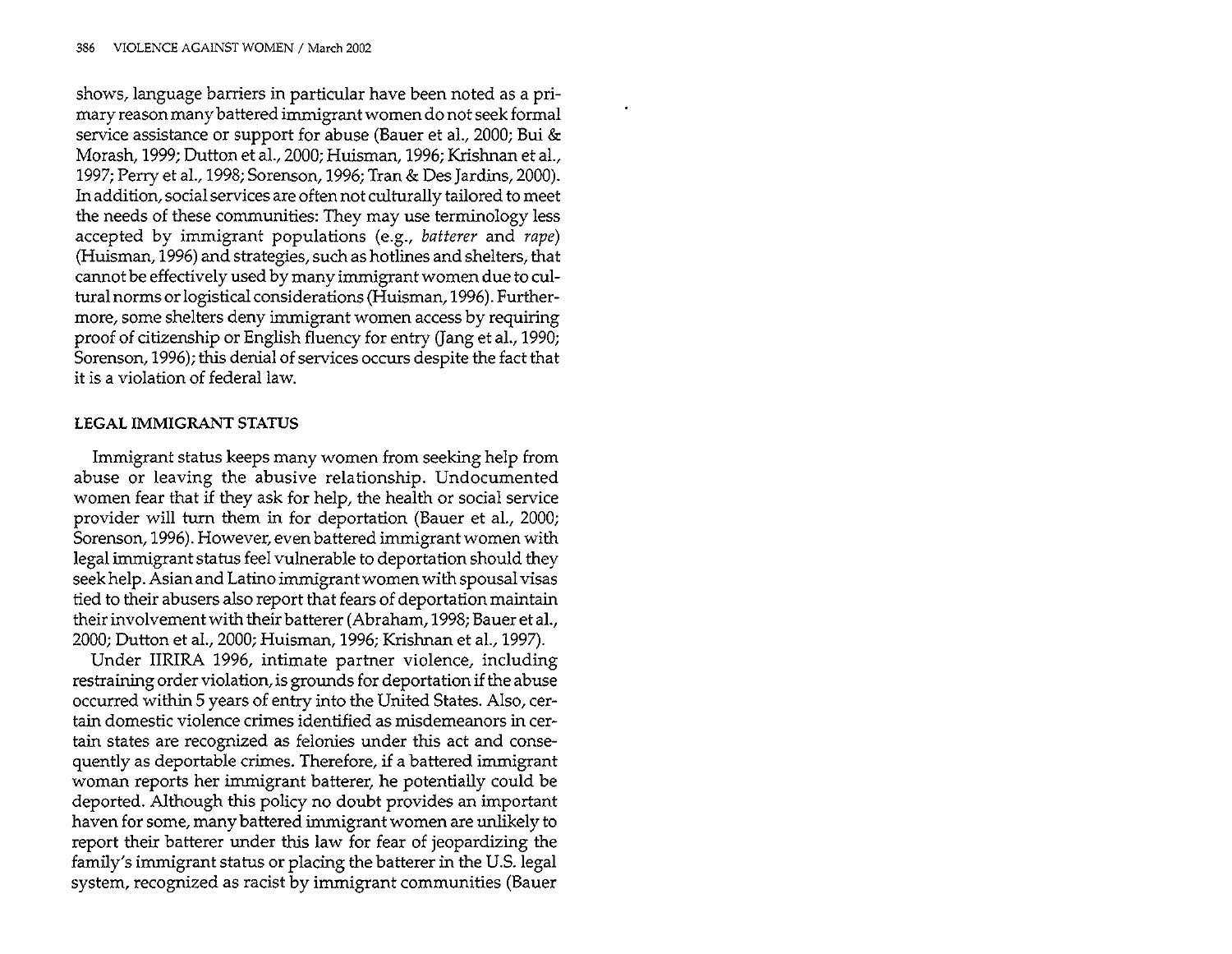shows, language barriers in particular have been noted as a primary reason many battered immigrant women do not seek formal service assistance or support for abuse (Bauer et al., 2000; Bui & Morash, 1999; Dutton et al., 2000; Huisman, 1996; Krishnan et al., 1997; Perry et al., 1998; Sorenson, 1996; Tran & Des Jardins, 2000). In addition, social services are often not culturally tailored to meet the needs of these communities: They may use terminology less accepted by immigrant populations (e.g., *batterer* and *rape*) (Huisman, 1996) and strategies, such as hotlines and shelters, that cannot be effectively used by many immigrant women due to cultural norms or logistical considerations (Huisman, 1996). Furthermore, some shelters deny immigrant women access by requiring proof of citizenship or English fluency for entry (Jang et al., 1990; Sorenson, 1996); this denial of services occurs despite the fact that it is a violation of federal law.

### LEGAL IMMIGRANT STATUS

Immigrant status keeps many women from seeking help from abuse or leaving the abusive relationship. Undocumented women fear that if they ask for help, the health or social service provider will turn them in for deportation (Bauer et al., 2000; Sorenson, 1996). However, even battered immigrant women with legal immigrant status feel vulnerable to deportation should they seek help. Asian and Latino immigrant women with spousal visas tied to their abusers also report that fears of deportation maintain their involvement with their batterer (Abraham, 1998; Bauer et al., 2000; Dutton et al., 2000; Huisman, 1996; Krishnan et al., 1997).

Under IIRIRA 1996, intimate partner violence, including restraining order violation, is grounds for deportation if the abuse occurred within 5 years of entry into the United States. Also, certain domestic violence crimes identified as misdemeanors in certain states are recognized as felonies under this act and consequently as deportable crimes. Therefore, if a battered immigrant woman reports her immigrant batterer, he potentially could be deported. Although this policy no doubt provides an important haven for some, many battered immigrant women are unlikely to report their batterer under this law for fear of jeopardizing the family's immigrant status or placing the batterer in the U.S. legal system, recognized as racist by immigrant communities (Bauer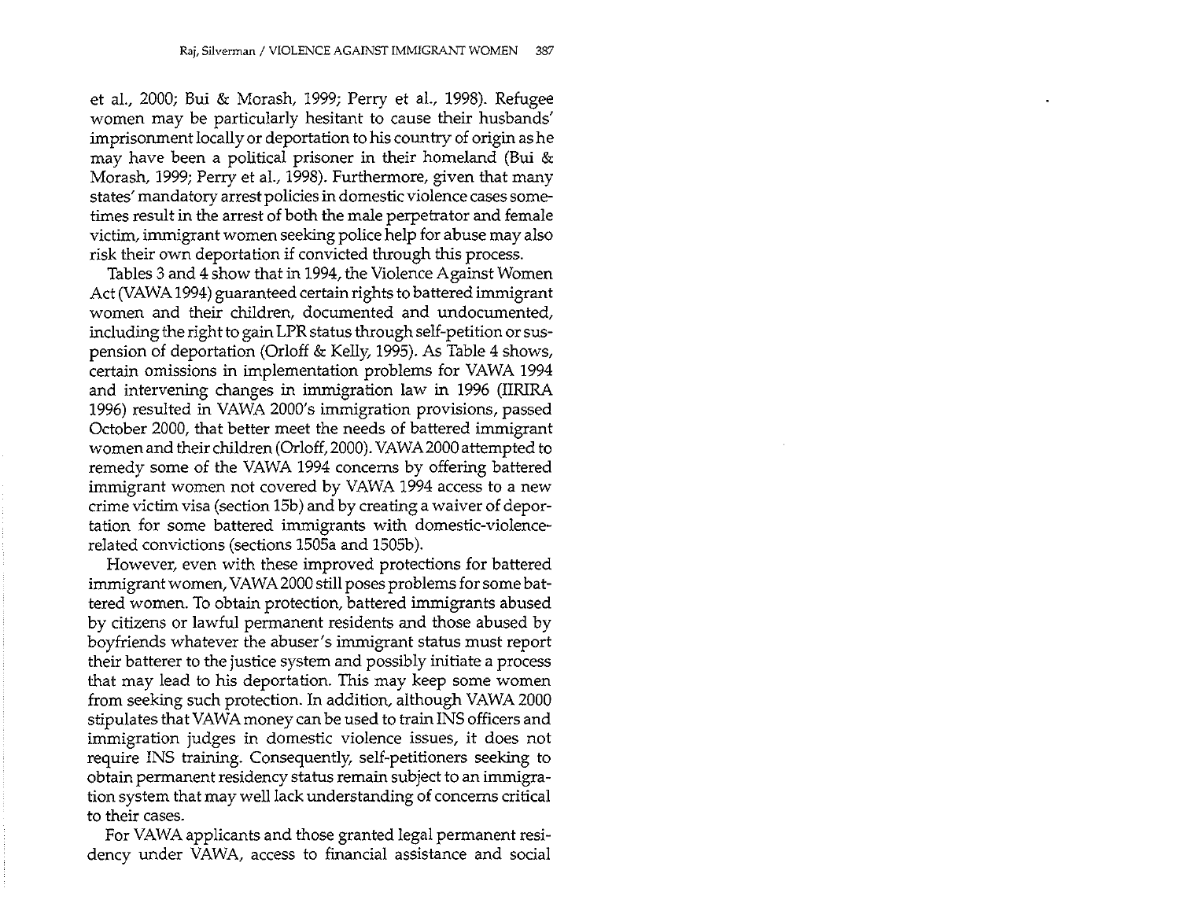et al., 2000; Bui & Morash, 1999; Perry et al., 1998). Refugee women may be particularly hesitant to cause their husbands' imprisonment locally or deportation to his country of origin as he may have been a political prisoner in their homeland (Bui & Morash, 1999; Perry et al., 1998). Furthermore, given that many states' mandatory arrest policies in domestic violence cases sometimes result in the arrest of both the male perpetrator and female victim, immigrant women seeking police help for abuse may also risk their own deportation if convicted through this process.

Tables 3 and 4 show that in 1994, the Violence Against Women Act (VAWA 1994) guaranteed certain rights to battered immigrant women and their children, documented and undocumented, including the right to gain LPR status through self-petition or suspension of deportation (Orloff & Kelly, 1995). As Table 4 shows, certain omissions in implementation problems for VAWA 1994 and intervening changes in immigration law in 1996 (IIRIRA 1996) resulted in VAWA 2000's immigration provisions, passed October 2000, that better meet the needs of battered immigrant women and their children (Orloff, 2000). VAWA 2000 attempted to remedy some of the VAWA 1994 concerns by offering battered immigrant women not covered by VAWA 1994 access to a new crime victim visa (section 15b) and by creating a waiver of deportation for some battered immigrants with domestic-violence-related convictions (sections 1505a and 1505b).

However, even with these improved protections for battered immigrant women, VAWA 2000 still poses problems for some battered women. To obtain protection, battered immigrants abused by citizens or lawful permanent residents and those abused by boyfriends whatever the abuser's immigrant status must report their batterer to the justice system and possibly initiate a process that may lead to his deportation. This may keep some women from seeking such protection. In addition, although VAWA 2000 stipulates that VAWA money can be used to train INS officers and immigration judges in domestic violence issues, it does not require INS training. Consequently, self-petitioners seeking to obtain permanent residency status remain subject to an immigration system that may well lack understanding of concerns critical to their cases.

For VAWA applicants and those granted legal permanent residency under VAWA, access to financial assistance and social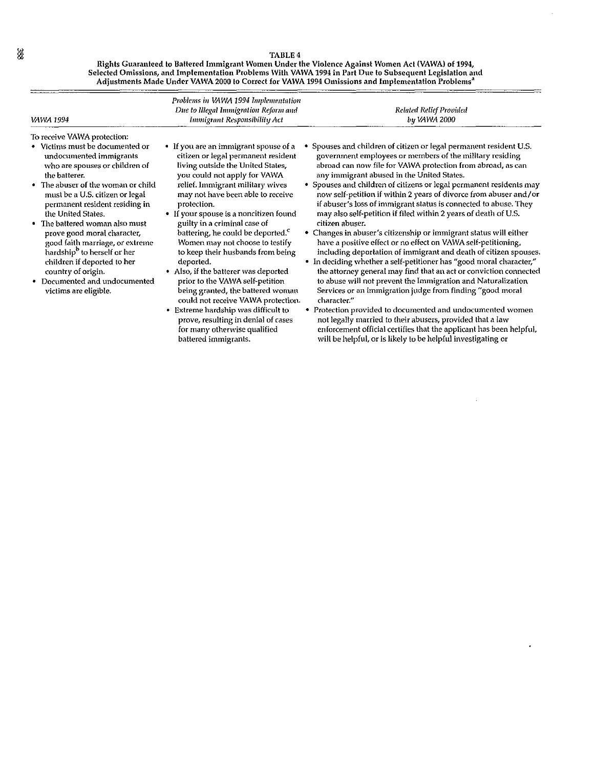**TABLE 4**

**Rights Guaranteed to Battered Immigrant Women Under the Violence Against Women Act (VAWA) of 1994, Selected Omissions, and Implementation Problems With VAWA 1994 in Part Due to Subsequent Legislation and Adjustments Made Under VAWA 2000 to Correct for VAWA 1994 Omissions and Implementation Problems[a]**

| *VAWA 1994* | *Problems in VAWA 1994 Implementation Due to Illegal Immigration Reform and Immigrant Responsibility Act* | *Related Relief Provided by VAWA 2000* |
|---|---|---|
| To receive VAWA protection:<br>• Victims must be documented or undocumented immigrants who are spouses or children of the batterer.<br>• The abuser of the woman or child must be a U.S. citizen or legal permanent resident residing in the United States.<br>• The battered woman also must prove good moral character, good faith marriage, or extreme hardship[b] to herself or her children if deported to her country of origin.<br>• Documented and undocumented victims are eligible. | • If you are an immigrant spouse of a citizen or legal permanent resident living outside the United States, you could not apply for VAWA relief. Immigrant military wives may not have been able to receive protection.<br>• If your spouse is a noncitizen found guilty in a criminal case of battering, he could be deported.[c] Women may not choose to testify to keep their husbands from being deported.<br>• Also, if the batterer was deported prior to the VAWA self-petition being granted, the battered woman could not receive VAWA protection.<br>• Extreme hardship was difficult to prove, resulting in denial of cases for many otherwise qualified battered immigrants. | • Spouses and children of citizen or legal permanent resident U.S. government employees or members of the military residing abroad can now file for VAWA protection from abroad, as can any immigrant abused in the United States.<br>• Spouses and children of citizens or legal permanent residents may now self-petition if within 2 years of divorce from abuser and/or if abuser's loss of immigrant status is connected to abuse. They may also self-petition if filed within 2 years of death of U.S. citizen abuser.<br>• Changes in abuser's citizenship or immigrant status will either have a positive effect or no effect on VAWA self-petitioning, including deportation of immigrant and death of citizen spouses.<br>• In deciding whether a self-petitioner has "good moral character," the attorney general may find that an act or conviction connected to abuse will not prevent the Immigration and Naturalization Services or an immigration judge from finding "good moral character."<br>• Protection provided to documented and undocumented women not legally married to their abusers, provided that a law enforcement official certifies that the applicant has been helpful, will be helpful, or is likely to be helpful investigating or |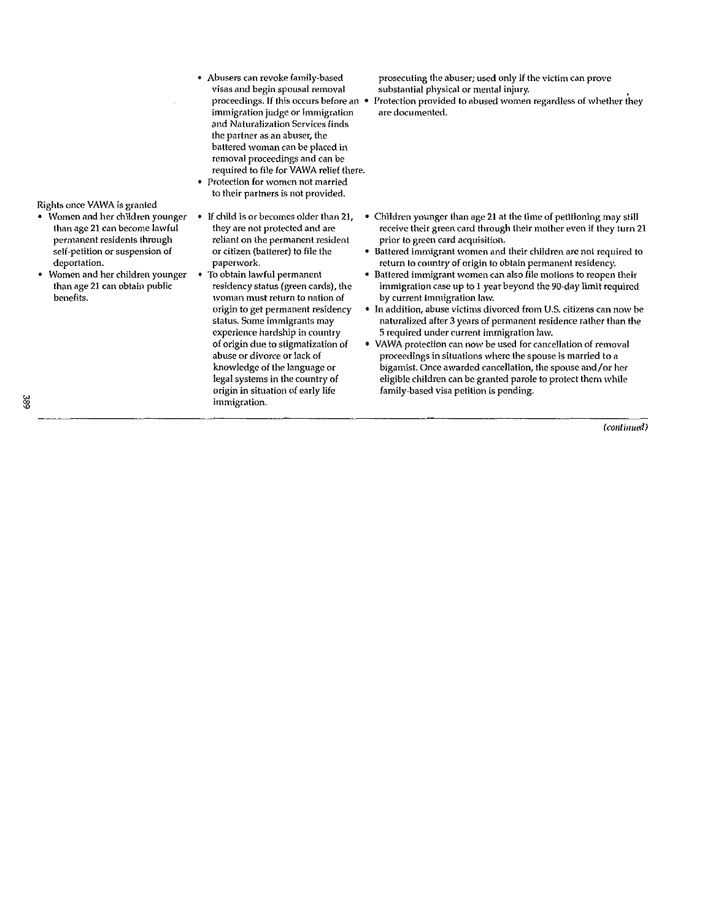| | | |
|---|---|---|
| | • Abusers can revoke family-based visas and begin spousal removal proceedings. If this occurs before an immigration judge or Immigration and Naturalization Services finds the partner as an abuser, the battered woman can be placed in removal proceedings and can be required to file for VAWA relief there.<br>• Protection for women not married to their partners is not provided. | prosecuting the abuser; used only if the victim can prove substantial physical or mental injury.<br>• Protection provided to abused women regardless of whether they are documented. |
| Rights once VAWA is granted<br>• Women and her children younger than age 21 can become lawful permanent residents through self-petition or suspension of deportation.<br>• Women and her children younger than age 21 can obtain public benefits. | • If child is or becomes older than 21, they are not protected and are reliant on the permanent resident or citizen (batterer) to file the paperwork.<br>• To obtain lawful permanent residency status (green cards), the woman must return to nation of origin to get permanent residency status. Some immigrants may experience hardship in country of origin due to stigmatization of abuse or divorce or lack of knowledge of the language or legal systems in the country of origin in situation of early life immigration. | • Children younger than age 21 at the time of petitioning may still receive their green card through their mother even if they turn 21 prior to green card acquisition.<br>• Battered immigrant women and their children are not required to return to country of origin to obtain permanent residency.<br>• Battered immigrant women can also file motions to reopen their immigration case up to 1 year beyond the 90-day limit required by current immigration law.<br>• In addition, abuse victims divorced from U.S. citizens can now be naturalized after 3 years of permanent residence rather than the 5 required under current immigration law.<br>• VAWA protection can now be used for cancellation of removal proceedings in situations where the spouse is married to a bigamist. Once awarded cancellation, the spouse and/or her eligible children can be granted parole to protect them while family-based visa petition is pending. |

*(continued)*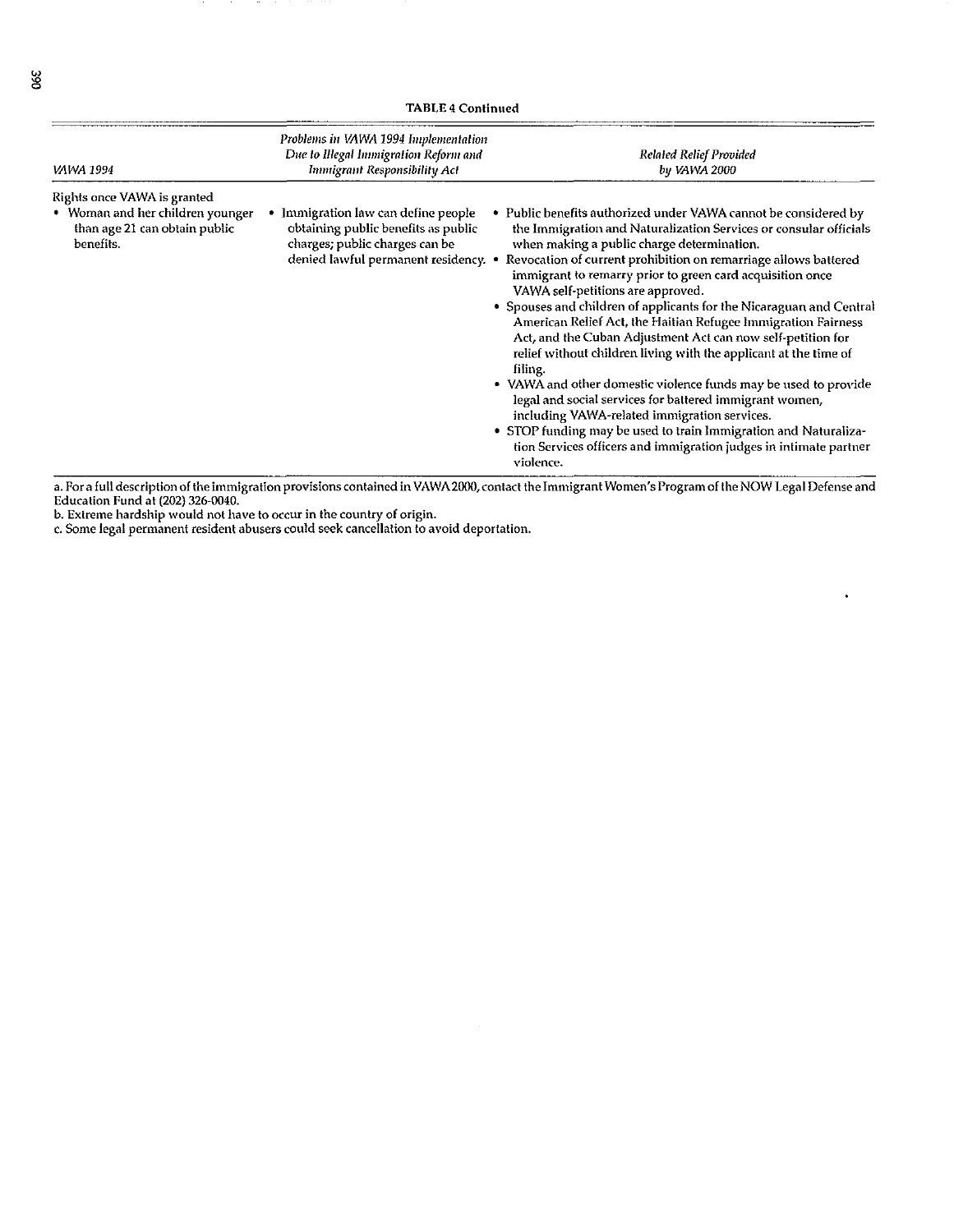**TABLE 4 Continued**

| *VAWA 1994* | *Problems in VAWA 1994 Implementation Due to Illegal Immigration Reform and Immigrant Responsibility Act* | *Related Relief Provided by VAWA 2000* |
|---|---|---|
| Rights once VAWA is granted<br>• Woman and her children younger than age 21 can obtain public benefits. | • Immigration law can define people obtaining public benefits as public charges; public charges can be denied lawful permanent residency. | • Public benefits authorized under VAWA cannot be considered by the Immigration and Naturalization Services or consular officials when making a public charge determination.<br>• Revocation of current prohibition on remarriage allows battered immigrant to remarry prior to green card acquisition once VAWA self-petitions are approved.<br>• Spouses and children of applicants for the Nicaraguan and Central American Relief Act, the Haitian Refugee Immigration Fairness Act, and the Cuban Adjustment Act can now self-petition for relief without children living with the applicant at the time of filing.<br>• VAWA and other domestic violence funds may be used to provide legal and social services for battered immigrant women, including VAWA-related immigration services.<br>• STOP funding may be used to train Immigration and Naturalization Services officers and immigration judges in intimate partner violence. |

a. For a full description of the immigration provisions contained in VAWA 2000, contact the Immigrant Women's Program of the NOW Legal Defense and Education Fund at (202) 326-0040.
b. Extreme hardship would not have to occur in the country of origin.
c. Some legal permanent resident abusers could seek cancellation to avoid deportation.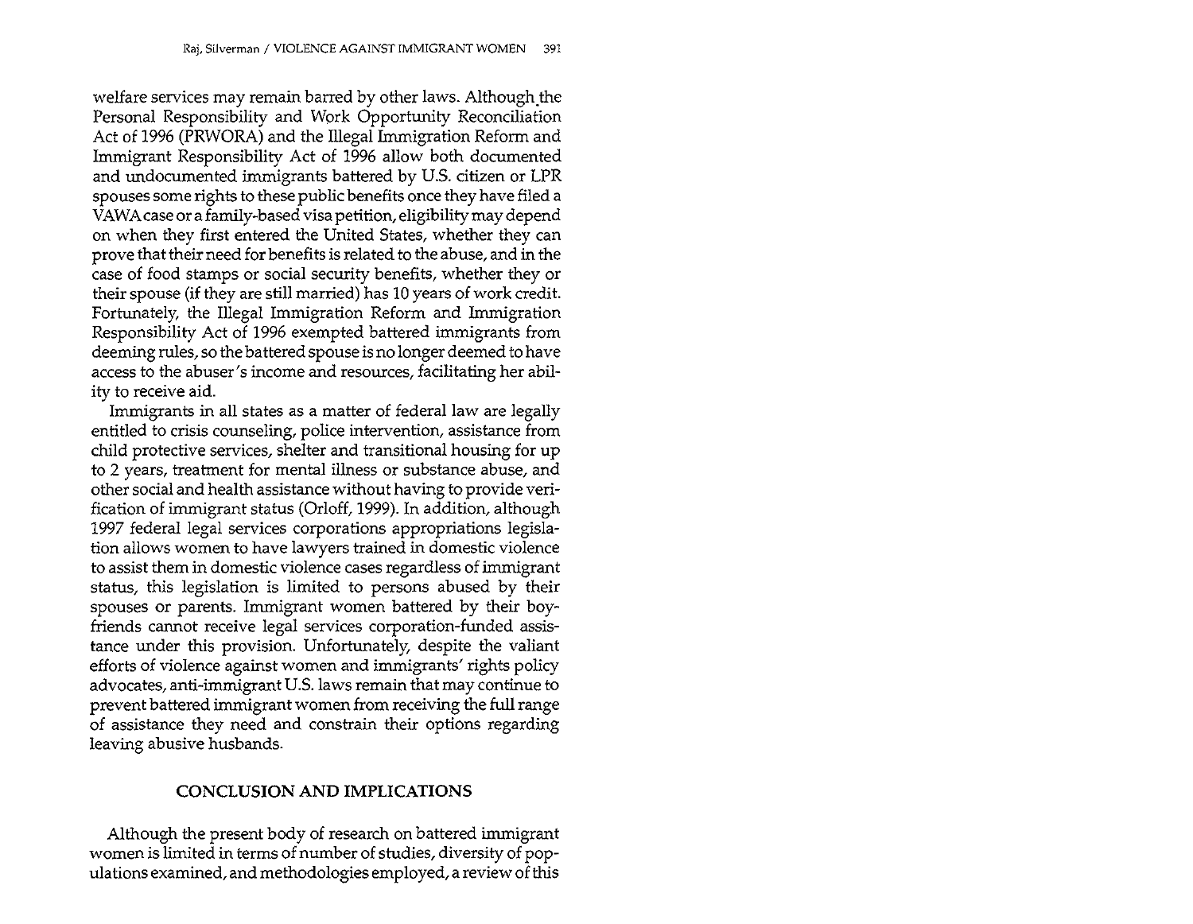welfare services may remain barred by other laws. Although the Personal Responsibility and Work Opportunity Reconciliation Act of 1996 (PRWORA) and the Illegal Immigration Reform and Immigrant Responsibility Act of 1996 allow both documented and undocumented immigrants battered by U.S. citizen or LPR spouses some rights to these public benefits once they have filed a VAWA case or a family-based visa petition, eligibility may depend on when they first entered the United States, whether they can prove that their need for benefits is related to the abuse, and in the case of food stamps or social security benefits, whether they or their spouse (if they are still married) has 10 years of work credit. Fortunately, the Illegal Immigration Reform and Immigration Responsibility Act of 1996 exempted battered immigrants from deeming rules, so the battered spouse is no longer deemed to have access to the abuser's income and resources, facilitating her ability to receive aid.

Immigrants in all states as a matter of federal law are legally entitled to crisis counseling, police intervention, assistance from child protective services, shelter and transitional housing for up to 2 years, treatment for mental illness or substance abuse, and other social and health assistance without having to provide verification of immigrant status (Orloff, 1999). In addition, although 1997 federal legal services corporations appropriations legislation allows women to have lawyers trained in domestic violence to assist them in domestic violence cases regardless of immigrant status, this legislation is limited to persons abused by their spouses or parents. Immigrant women battered by their boyfriends cannot receive legal services corporation-funded assistance under this provision. Unfortunately, despite the valiant efforts of violence against women and immigrants' rights policy advocates, anti-immigrant U.S. laws remain that may continue to prevent battered immigrant women from receiving the full range of assistance they need and constrain their options regarding leaving abusive husbands.

## CONCLUSION AND IMPLICATIONS

Although the present body of research on battered immigrant women is limited in terms of number of studies, diversity of populations examined, and methodologies employed, a review of this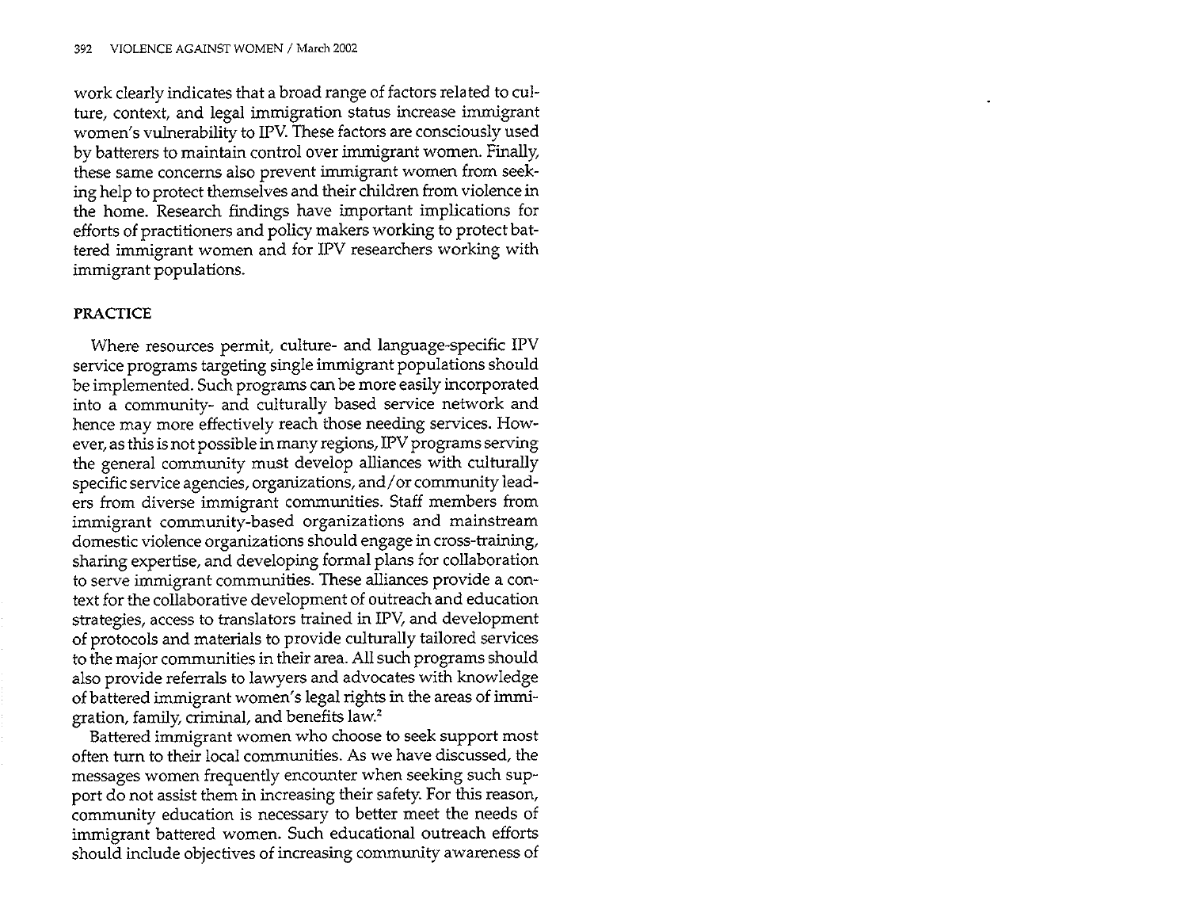work clearly indicates that a broad range of factors related to culture, context, and legal immigration status increase immigrant women's vulnerability to IPV. These factors are consciously used by batterers to maintain control over immigrant women. Finally, these same concerns also prevent immigrant women from seeking help to protect themselves and their children from violence in the home. Research findings have important implications for efforts of practitioners and policy makers working to protect battered immigrant women and for IPV researchers working with immigrant populations.

## PRACTICE

Where resources permit, culture- and language-specific IPV service programs targeting single immigrant populations should be implemented. Such programs can be more easily incorporated into a community- and culturally based service network and hence may more effectively reach those needing services. However, as this is not possible in many regions, IPV programs serving the general community must develop alliances with culturally specific service agencies, organizations, and/or community leaders from diverse immigrant communities. Staff members from immigrant community-based organizations and mainstream domestic violence organizations should engage in cross-training, sharing expertise, and developing formal plans for collaboration to serve immigrant communities. These alliances provide a context for the collaborative development of outreach and education strategies, access to translators trained in IPV, and development of protocols and materials to provide culturally tailored services to the major communities in their area. All such programs should also provide referrals to lawyers and advocates with knowledge of battered immigrant women's legal rights in the areas of immigration, family, criminal, and benefits law.[2]

Battered immigrant women who choose to seek support most often turn to their local communities. As we have discussed, the messages women frequently encounter when seeking such support do not assist them in increasing their safety. For this reason, community education is necessary to better meet the needs of immigrant battered women. Such educational outreach efforts should include objectives of increasing community awareness of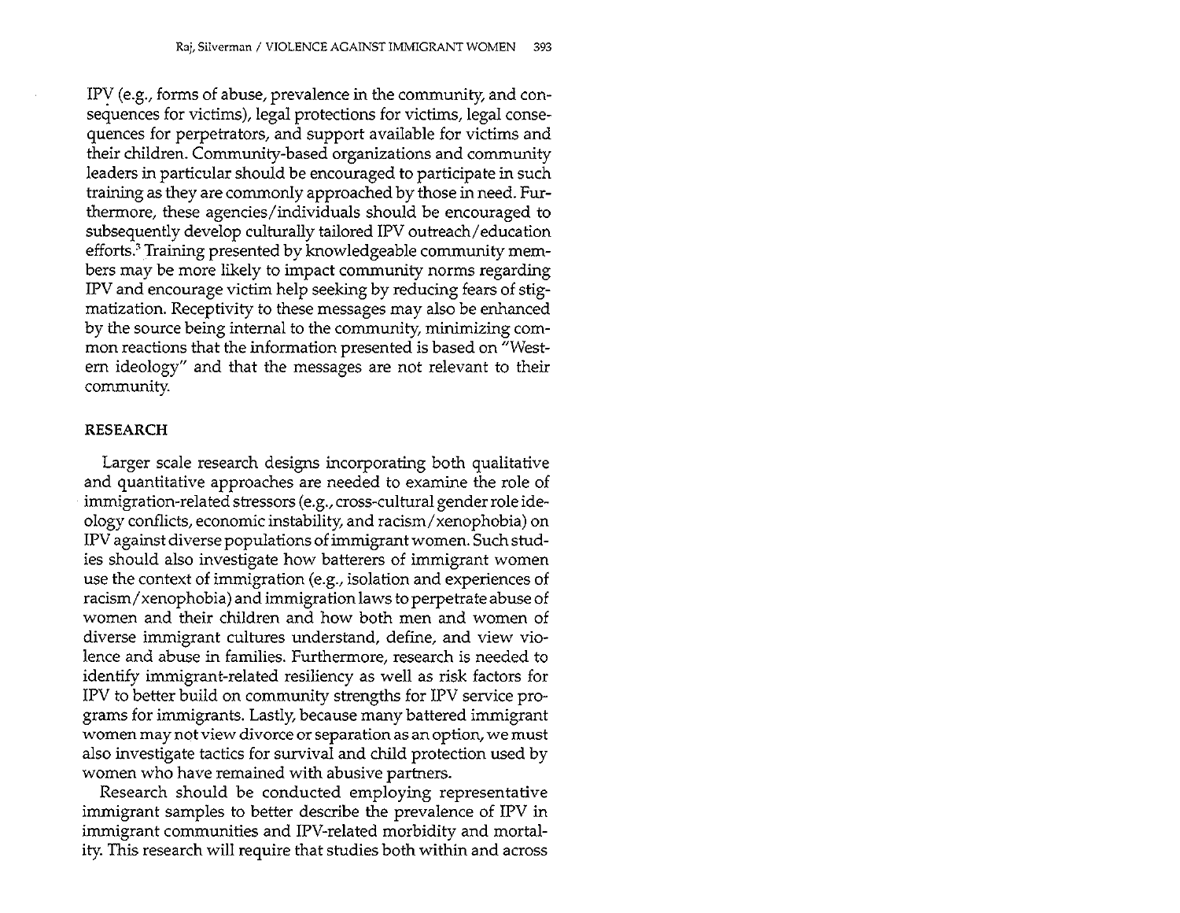IPV (e.g., forms of abuse, prevalence in the community, and consequences for victims), legal protections for victims, legal consequences for perpetrators, and support available for victims and their children. Community-based organizations and community leaders in particular should be encouraged to participate in such training as they are commonly approached by those in need. Furthermore, these agencies/individuals should be encouraged to subsequently develop culturally tailored IPV outreach/education efforts.[3] Training presented by knowledgeable community members may be more likely to impact community norms regarding IPV and encourage victim help seeking by reducing fears of stigmatization. Receptivity to these messages may also be enhanced by the source being internal to the community, minimizing common reactions that the information presented is based on "Western ideology" and that the messages are not relevant to their community.

## RESEARCH

Larger scale research designs incorporating both qualitative and quantitative approaches are needed to examine the role of immigration-related stressors (e.g., cross-cultural gender role ideology conflicts, economic instability, and racism/xenophobia) on IPV against diverse populations of immigrant women. Such studies should also investigate how batterers of immigrant women use the context of immigration (e.g., isolation and experiences of racism/xenophobia) and immigration laws to perpetrate abuse of women and their children and how both men and women of diverse immigrant cultures understand, define, and view violence and abuse in families. Furthermore, research is needed to identify immigrant-related resiliency as well as risk factors for IPV to better build on community strengths for IPV service programs for immigrants. Lastly, because many battered immigrant women may not view divorce or separation as an option, we must also investigate tactics for survival and child protection used by women who have remained with abusive partners.

Research should be conducted employing representative immigrant samples to better describe the prevalence of IPV in immigrant communities and IPV-related morbidity and mortality. This research will require that studies both within and across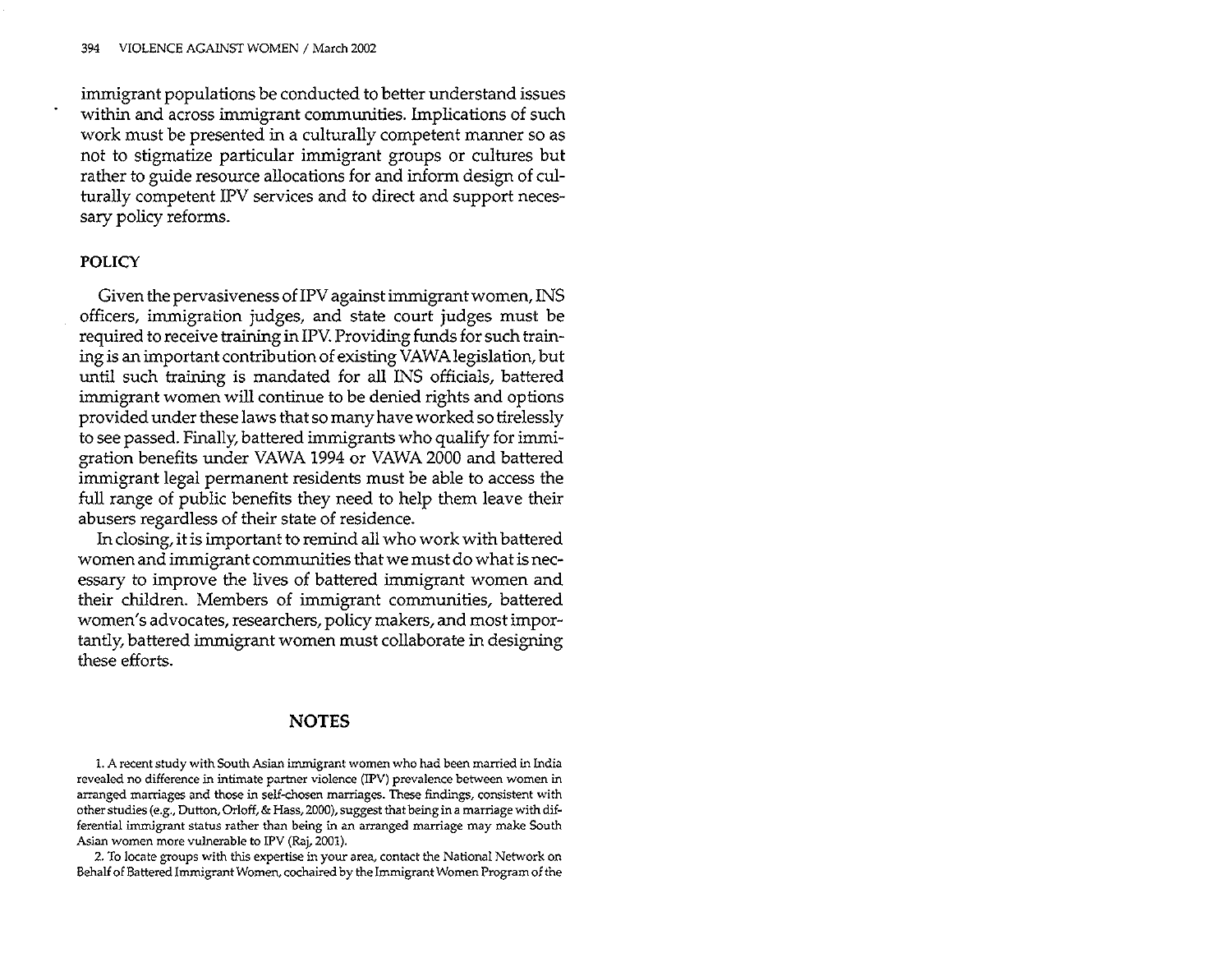immigrant populations be conducted to better understand issues within and across immigrant communities. Implications of such work must be presented in a culturally competent manner so as not to stigmatize particular immigrant groups or cultures but rather to guide resource allocations for and inform design of culturally competent IPV services and to direct and support necessary policy reforms.

### POLICY

Given the pervasiveness of IPV against immigrant women, INS officers, immigration judges, and state court judges must be required to receive training in IPV. Providing funds for such training is an important contribution of existing VAWA legislation, but until such training is mandated for all INS officials, battered immigrant women will continue to be denied rights and options provided under these laws that so many have worked so tirelessly to see passed. Finally, battered immigrants who qualify for immigration benefits under VAWA 1994 or VAWA 2000 and battered immigrant legal permanent residents must be able to access the full range of public benefits they need to help them leave their abusers regardless of their state of residence.

In closing, it is important to remind all who work with battered women and immigrant communities that we must do what is necessary to improve the lives of battered immigrant women and their children. Members of immigrant communities, battered women's advocates, researchers, policy makers, and most importantly, battered immigrant women must collaborate in designing these efforts.

## NOTES

1. A recent study with South Asian immigrant women who had been married in India revealed no difference in intimate partner violence (IPV) prevalence between women in arranged marriages and those in self-chosen marriages. These findings, consistent with other studies (e.g., Dutton, Orloff, & Hass, 2000), suggest that being in a marriage with differential immigrant status rather than being in an arranged marriage may make South Asian women more vulnerable to IPV (Raj, 2001).

2. To locate groups with this expertise in your area, contact the National Network on Behalf of Battered Immigrant Women, cochaired by the Immigrant Women Program of the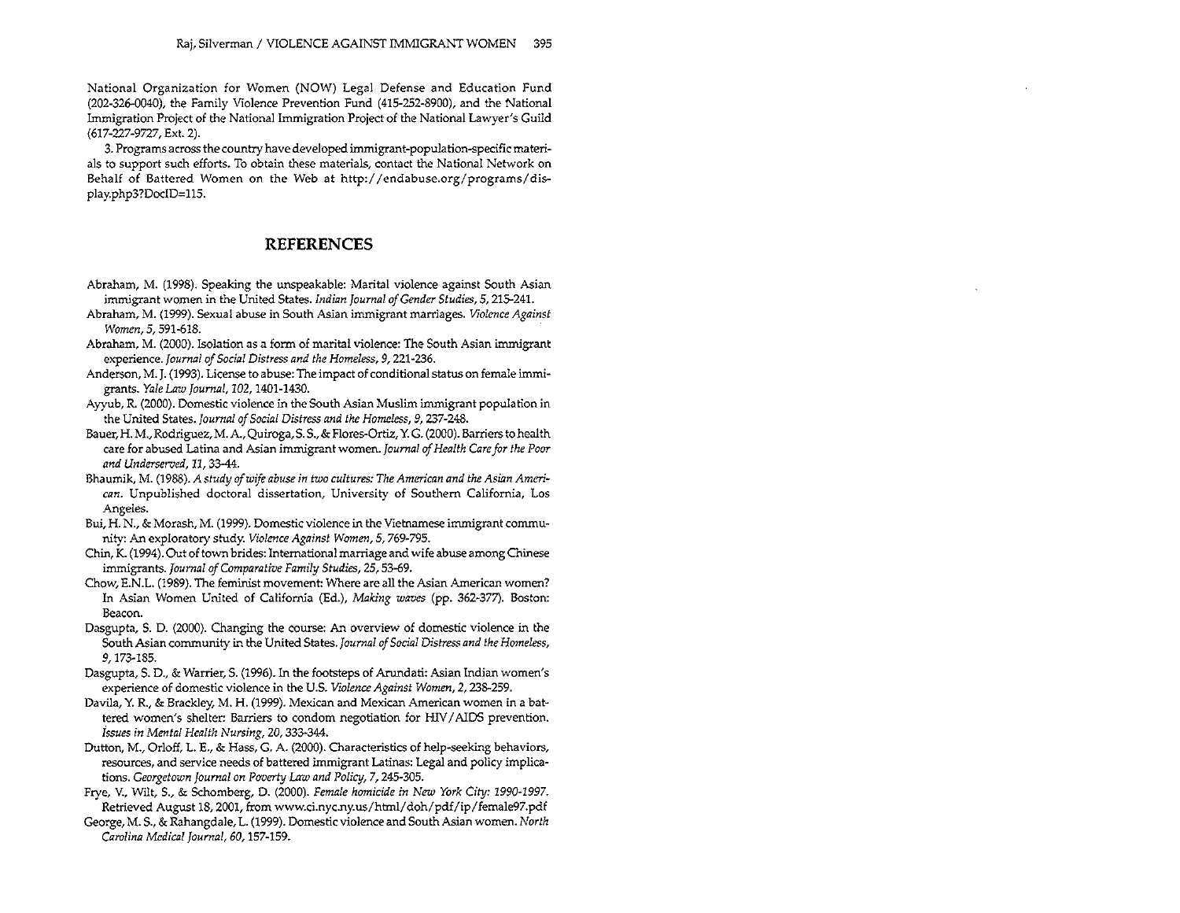National Organization for Women (NOW) Legal Defense and Education Fund (202-326-0040), the Family Violence Prevention Fund (415-252-8900), and the National Immigration Project of the National Immigration Project of the National Lawyer's Guild (617-227-9727, Ext. 2).

3. Programs across the country have developed immigrant-population-specific materials to support such efforts. To obtain these materials, contact the National Network on Behalf of Battered Women on the Web at http://endabuse.org/programs/display.php3?DocID=115.

## REFERENCES

Abraham, M. (1998). Speaking the unspeakable: Marital violence against South Asian immigrant women in the United States. *Indian Journal of Gender Studies, 5*, 215-241.

Abraham, M. (1999). Sexual abuse in South Asian immigrant marriages. *Violence Against Women, 5*, 591-618.

Abraham, M. (2000). Isolation as a form of marital violence: The South Asian immigrant experience. *Journal of Social Distress and the Homeless, 9*, 221-236.

Anderson, M. J. (1993). License to abuse: The impact of conditional status on female immigrants. *Yale Law Journal, 102*, 1401-1430.

Ayyub, R. (2000). Domestic violence in the South Asian Muslim immigrant population in the United States. *Journal of Social Distress and the Homeless, 9*, 237-248.

Bauer, H. M., Rodriguez, M. A., Quiroga, S. S., & Flores-Ortiz, Y. G. (2000). Barriers to health care for abused Latina and Asian immigrant women. *Journal of Health Care for the Poor and Underserved, 11*, 33-44.

Bhaumik, M. (1988). *A study of wife abuse in two cultures: The American and the Asian American*. Unpublished doctoral dissertation, University of Southern California, Los Angeles.

Bui, H. N., & Morash, M. (1999). Domestic violence in the Vietnamese immigrant community: An exploratory study. *Violence Against Women, 5*, 769-795.

Chin, K. (1994). Out of town brides: International marriage and wife abuse among Chinese immigrants. *Journal of Comparative Family Studies, 25*, 53-69.

Chow, E.N.L. (1989). The feminist movement: Where are all the Asian American women? In Asian Women United of California (Ed.), *Making waves* (pp. 362-377). Boston: Beacon.

Dasgupta, S. D. (2000). Changing the course: An overview of domestic violence in the South Asian community in the United States. *Journal of Social Distress and the Homeless, 9*, 173-185.

Dasgupta, S. D., & Warrier, S. (1996). In the footsteps of Arundati: Asian Indian women's experience of domestic violence in the U.S. *Violence Against Women, 2*, 238-259.

Davila, Y. R., & Brackley, M. H. (1999). Mexican and Mexican American women in a battered women's shelter: Barriers to condom negotiation for HIV/AIDS prevention. *Issues in Mental Health Nursing, 20*, 333-344.

Dutton, M., Orloff, L. E., & Hass, G. A. (2000). Characteristics of help-seeking behaviors, resources, and service needs of battered immigrant Latinas: Legal and policy implications. *Georgetown Journal on Poverty Law and Policy, 7*, 245-305.

Frye, V., Wilt, S., & Schomberg, D. (2000). *Female homicide in New York City: 1990-1997*. Retrieved August 18, 2001, from www.ci.nyc.ny.us/html/doh/pdf/ip/female97.pdf

George, M. S., & Rahangdale, L. (1999). Domestic violence and South Asian women. *North Carolina Medical Journal, 60*, 157-159.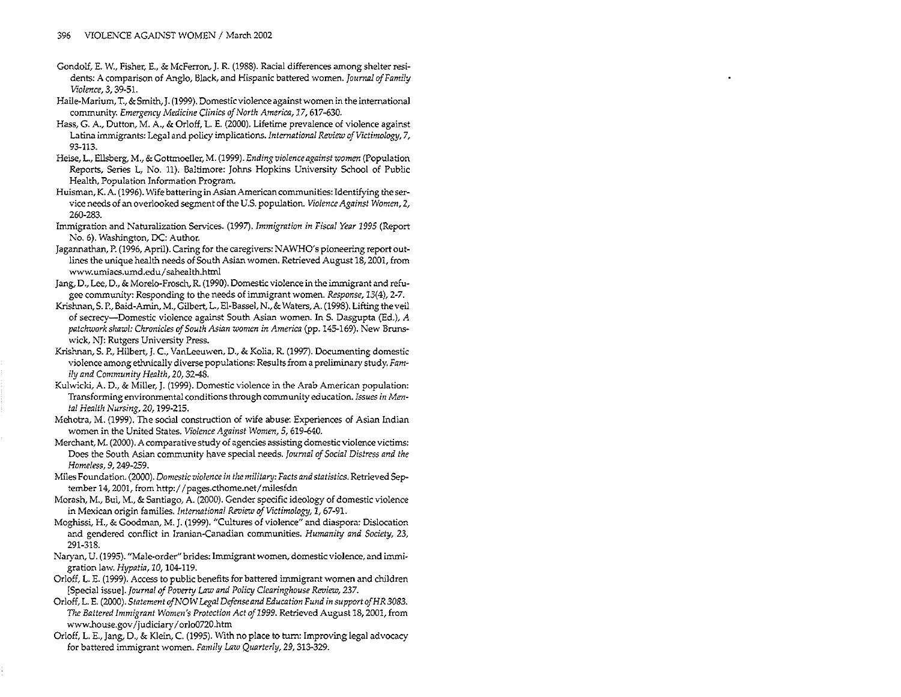Gondolf, E. W., Fisher, E., & McFerron, J. R. (1988). Racial differences among shelter residents: A comparison of Anglo, Black, and Hispanic battered women. *Journal of Family Violence, 3*, 39-51.

Haile-Marium, T., & Smith, J. (1999). Domestic violence against women in the international community. *Emergency Medicine Clinics of North America, 17*, 617-630.

Hass, G. A., Dutton, M. A., & Orloff, L. E. (2000). Lifetime prevalence of violence against Latina immigrants: Legal and policy implications. *International Review of Victimology, 7*, 93-113.

Heise, L., Ellsberg, M., & Gottmoeller, M. (1999). *Ending violence against women* (Population Reports, Series L, No. 11). Baltimore: Johns Hopkins University School of Public Health, Population Information Program.

Huisman, K. A. (1996). Wife battering in Asian American communities: Identifying the service needs of an overlooked segment of the U.S. population. *Violence Against Women, 2*, 260-283.

Immigration and Naturalization Services. (1997). *Immigration in Fiscal Year 1995* (Report No. 6). Washington, DC: Author.

Jagannathan, P. (1996, April). Caring for the caregivers: NAWHO's pioneering report outlines the unique health needs of South Asian women. Retrieved August 18, 2001, from www.umiacs.umd.edu/sahealth.html

Jang, D., Lee, D., & Morelo-Frosch, R. (1990). Domestic violence in the immigrant and refugee community: Responding to the needs of immigrant women. *Response, 13*(4), 2-7.

Krishnan, S. P., Baig-Amin, M., Gilbert, L., El-Bassel, N., & Waters, A. (1998). Lifting the veil of secrecy—Domestic violence against South Asian women. In S. Dasgupta (Ed.), *A patchwork shawl: Chronicles of South Asian women in America* (pp. 145-169). New Brunswick, NJ: Rutgers University Press.

Krishnan, S. P., Hilbert, J. C., VanLeeuwen, D., & Kolia, R. (1997). Documenting domestic violence among ethnically diverse populations: Results from a preliminary study. *Family and Community Health, 20*, 32-48.

Kulwicki, A. D., & Miller, J. (1999). Domestic violence in the Arab American population: Transforming environmental conditions through community education. *Issues in Mental Health Nursing, 20*, 199-215.

Mehotra, M. (1999). The social construction of wife abuse: Experiences of Asian Indian women in the United States. *Violence Against Women, 5*, 619-640.

Merchant, M. (2000). A comparative study of agencies assisting domestic violence victims: Does the South Asian community have special needs. *Journal of Social Distress and the Homeless, 9*, 249-259.

Miles Foundation. (2000). *Domestic violence in the military: Facts and statistics.* Retrieved September 14, 2001, from http://pages.cthome.net/milesfdn

Morash, M., Bui, M., & Santiago, A. (2000). Gender specific ideology of domestic violence in Mexican origin families. *International Review of Victimology, 7*, 67-91.

Moghissi, H., & Goodman, M. J. (1999). "Cultures of violence" and diaspora: Dislocation and gendered conflict in Iranian-Canadian communities. *Humanity and Society, 23*, 291-318.

Naryan, U. (1995). "Male-order" brides: Immigrant women, domestic violence, and immigration law. *Hypatia, 10*, 104-119.

Orloff, L. E. (1999). Access to public benefits for battered immigrant women and children [Special issue]. *Journal of Poverty Law and Policy Clearinghouse Review*, 237.

Orloff, L. E. (2000). *Statement of NOW Legal Defense and Education Fund in support of HR 3083. The Battered Immigrant Women's Protection Act of 1999.* Retrieved August 18, 2001, from www.house.gov/judiciary/orlo0720.htm

Orloff, L. E., Jang, D., & Klein, C. (1995). With no place to turn: Improving legal advocacy for battered immigrant women. *Family Law Quarterly, 29*, 313-329.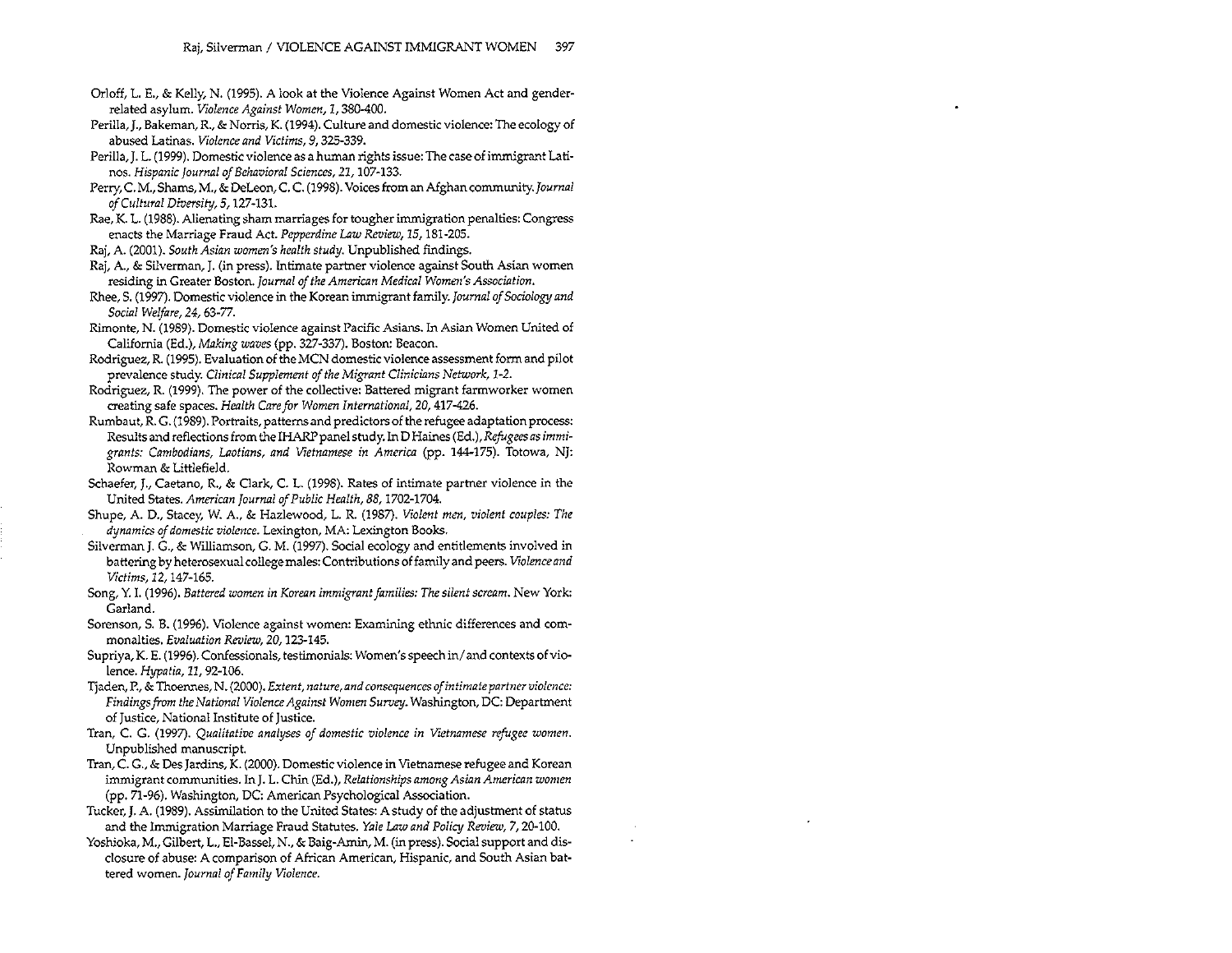Orloff, L. E., & Kelly, N. (1995). A look at the Violence Against Women Act and gender-related asylum. *Violence Against Women, 1*, 380-400.

Perilla, J., Bakeman, R., & Norris, K. (1994). Culture and domestic violence: The ecology of abused Latinas. *Violence and Victims, 9*, 325-339.

Perilla, J. L. (1999). Domestic violence as a human rights issue: The case of immigrant Latinos. *Hispanic Journal of Behavioral Sciences, 21*, 107-133.

Perry, C. M., Shams, M., & DeLeon, C. C. (1998). Voices from an Afghan community. *Journal of Cultural Diversity, 5*, 127-131.

Rae, K. L. (1988). Alienating sham marriages for tougher immigration penalties: Congress enacts the Marriage Fraud Act. *Pepperdine Law Review, 15*, 181-205.

Raj, A. (2001). *South Asian women's health study.* Unpublished findings.

Raj, A., & Silverman, J. (in press). Intimate partner violence against South Asian women residing in Greater Boston. *Journal of the American Medical Women's Association.*

Rhee, S. (1997). Domestic violence in the Korean immigrant family. *Journal of Sociology and Social Welfare, 24*, 63-77.

Rimonte, N. (1989). Domestic violence against Pacific Asians. In Asian Women United of California (Ed.), *Making waves* (pp. 327-337). Boston: Beacon.

Rodriguez, R. (1995). Evaluation of the MCN domestic violence assessment form and pilot prevalence study. *Clinical Supplement of the Migrant Clinicians Network*, 1-2.

Rodriguez, R. (1999). The power of the collective: Battered migrant farmworker women creating safe spaces. *Health Care for Women International, 20*, 417-426.

Rumbaut, R. G. (1989). Portraits, patterns and predictors of the refugee adaptation process: Results and reflections from the IHARP panel study. In D Haines (Ed.), *Refugees as immigrants: Cambodians, Laotians, and Vietnamese in America* (pp. 144-175). Totowa, NJ: Rowman & Littlefield.

Schaefer, J., Caetano, R., & Clark, C. L. (1998). Rates of intimate partner violence in the United States. *American Journal of Public Health, 88*, 1702-1704.

Shupe, A. D., Stacey, W. A., & Hazlewood, L. R. (1987). *Violent men, violent couples: The dynamics of domestic violence.* Lexington, MA: Lexington Books.

Silverman J. G., & Williamson, G. M. (1997). Social ecology and entitlements involved in battering by heterosexual college males: Contributions of family and peers. *Violence and Victims, 12*, 147-165.

Song, Y. I. (1996). *Battered women in Korean immigrant families: The silent scream.* New York: Garland.

Sorenson, S. B. (1996). Violence against women: Examining ethnic differences and commonalties. *Evaluation Review, 20*, 123-145.

Supriya, K. E. (1996). Confessionals, testimonials: Women's speech in/and contexts of violence. *Hypatia, 11*, 92-106.

Tjaden, P., & Thoennes, N. (2000). *Extent, nature, and consequences of intimate partner violence: Findings from the National Violence Against Women Survey.* Washington, DC: Department of Justice, National Institute of Justice.

Tran, C. G. (1997). *Qualitative analyses of domestic violence in Vietnamese refugee women.* Unpublished manuscript.

Tran, C. G., & Des Jardins, K. (2000). Domestic violence in Vietnamese refugee and Korean immigrant communities. In J. L. Chin (Ed.), *Relationships among Asian American women* (pp. 71-96). Washington, DC: American Psychological Association.

Tucker, J. A. (1989). Assimilation to the United States: A study of the adjustment of status and the Immigration Marriage Fraud Statutes. *Yale Law and Policy Review, 7*, 20-100.

Yoshioka, M., Gilbert, L., El-Bassel, N., & Baig-Amin, M. (in press). Social support and disclosure of abuse: A comparison of African American, Hispanic, and South Asian battered women. *Journal of Family Violence.*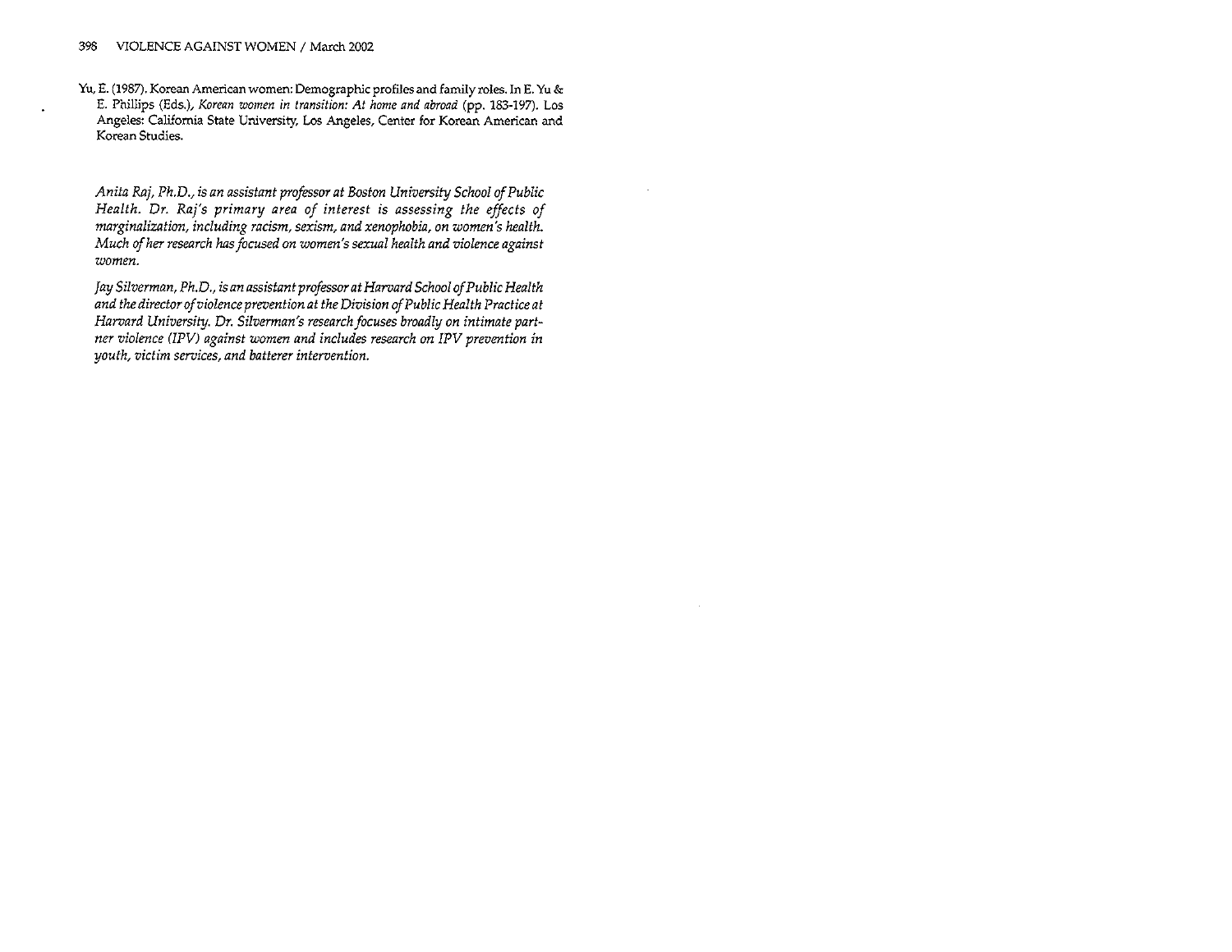Yu, E. (1987). Korean American women: Demographic profiles and family roles. In E. Yu & E. Phillips (Eds.), *Korean women in transition: At home and abroad* (pp. 183-197). Los Angeles: California State University, Los Angeles, Center for Korean American and Korean Studies.

*Anita Raj, Ph.D., is an assistant professor at Boston University School of Public Health. Dr. Raj's primary area of interest is assessing the effects of marginalization, including racism, sexism, and xenophobia, on women's health. Much of her research has focused on women's sexual health and violence against women.*

*Jay Silverman, Ph.D., is an assistant professor at Harvard School of Public Health and the director of violence prevention at the Division of Public Health Practice at Harvard University. Dr. Silverman's research focuses broadly on intimate partner violence (IPV) against women and includes research on IPV prevention in youth, victim services, and batterer intervention.*